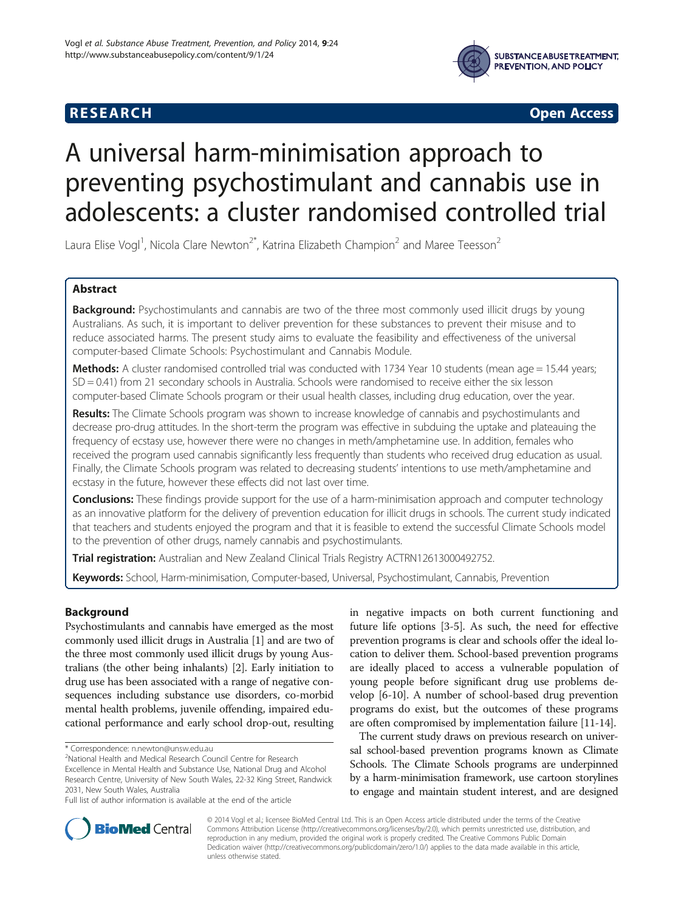**RESEARCH** **Open Access**

# A universal harm-minimisation approach to preventing psychostimulant and cannabis use in adolescents: a cluster randomised controlled trial

Laura Elise Vogl[1], Nicola Clare Newton[2*], Katrina Elizabeth Champion[2] and Maree Teesson[2]

## Abstract

**Background:** Psychostimulants and cannabis are two of the three most commonly used illicit drugs by young Australians. As such, it is important to deliver prevention for these substances to prevent their misuse and to reduce associated harms. The present study aims to evaluate the feasibility and effectiveness of the universal computer-based Climate Schools: Psychostimulant and Cannabis Module.

**Methods:** A cluster randomised controlled trial was conducted with 1734 Year 10 students (mean age = 15.44 years; SD = 0.41) from 21 secondary schools in Australia. Schools were randomised to receive either the six lesson computer-based Climate Schools program or their usual health classes, including drug education, over the year.

**Results:** The Climate Schools program was shown to increase knowledge of cannabis and psychostimulants and decrease pro-drug attitudes. In the short-term the program was effective in subduing the uptake and plateauing the frequency of ecstasy use, however there were no changes in meth/amphetamine use. In addition, females who received the program used cannabis significantly less frequently than students who received drug education as usual. Finally, the Climate Schools program was related to decreasing students' intentions to use meth/amphetamine and ecstasy in the future, however these effects did not last over time.

**Conclusions:** These findings provide support for the use of a harm-minimisation approach and computer technology as an innovative platform for the delivery of prevention education for illicit drugs in schools. The current study indicated that teachers and students enjoyed the program and that it is feasible to extend the successful Climate Schools model to the prevention of other drugs, namely cannabis and psychostimulants.

**Trial registration:** Australian and New Zealand Clinical Trials Registry ACTRN12613000492752.

**Keywords:** School, Harm-minimisation, Computer-based, Universal, Psychostimulant, Cannabis, Prevention

## Background

Psychostimulants and cannabis have emerged as the most commonly used illicit drugs in Australia [1] and are two of the three most commonly used illicit drugs by young Australians (the other being inhalants) [2]. Early initiation to drug use has been associated with a range of negative consequences including substance use disorders, co-morbid mental health problems, juvenile offending, impaired educational performance and early school drop-out, resulting in negative impacts on both current functioning and future life options [3-5]. As such, the need for effective prevention programs is clear and schools offer the ideal location to deliver them. School-based prevention programs are ideally placed to access a vulnerable population of young people before significant drug use problems develop [6-10]. A number of school-based drug prevention programs do exist, but the outcomes of these programs are often compromised by implementation failure [11-14].

The current study draws on previous research on universal school-based prevention programs known as Climate Schools. The Climate Schools programs are underpinned by a harm-minimisation framework, use cartoon storylines to engage and maintain student interest, and are designed

\* Correspondence: n.newton@unsw.edu.au
[2]National Health and Medical Research Council Centre for Research Excellence in Mental Health and Substance Use, National Drug and Alcohol Research Centre, University of New South Wales, 22-32 King Street, Randwick 2031, New South Wales, Australia
Full list of author information is available at the end of the article

© 2014 Vogl et al.; licensee BioMed Central Ltd. This is an Open Access article distributed under the terms of the Creative Commons Attribution License (http://creativecommons.org/licenses/by/2.0), which permits unrestricted use, distribution, and reproduction in any medium, provided the original work is properly credited. The Creative Commons Public Domain Dedication waiver (http://creativecommons.org/publicdomain/zero/1.0/) applies to the data made available in this article, unless otherwise stated.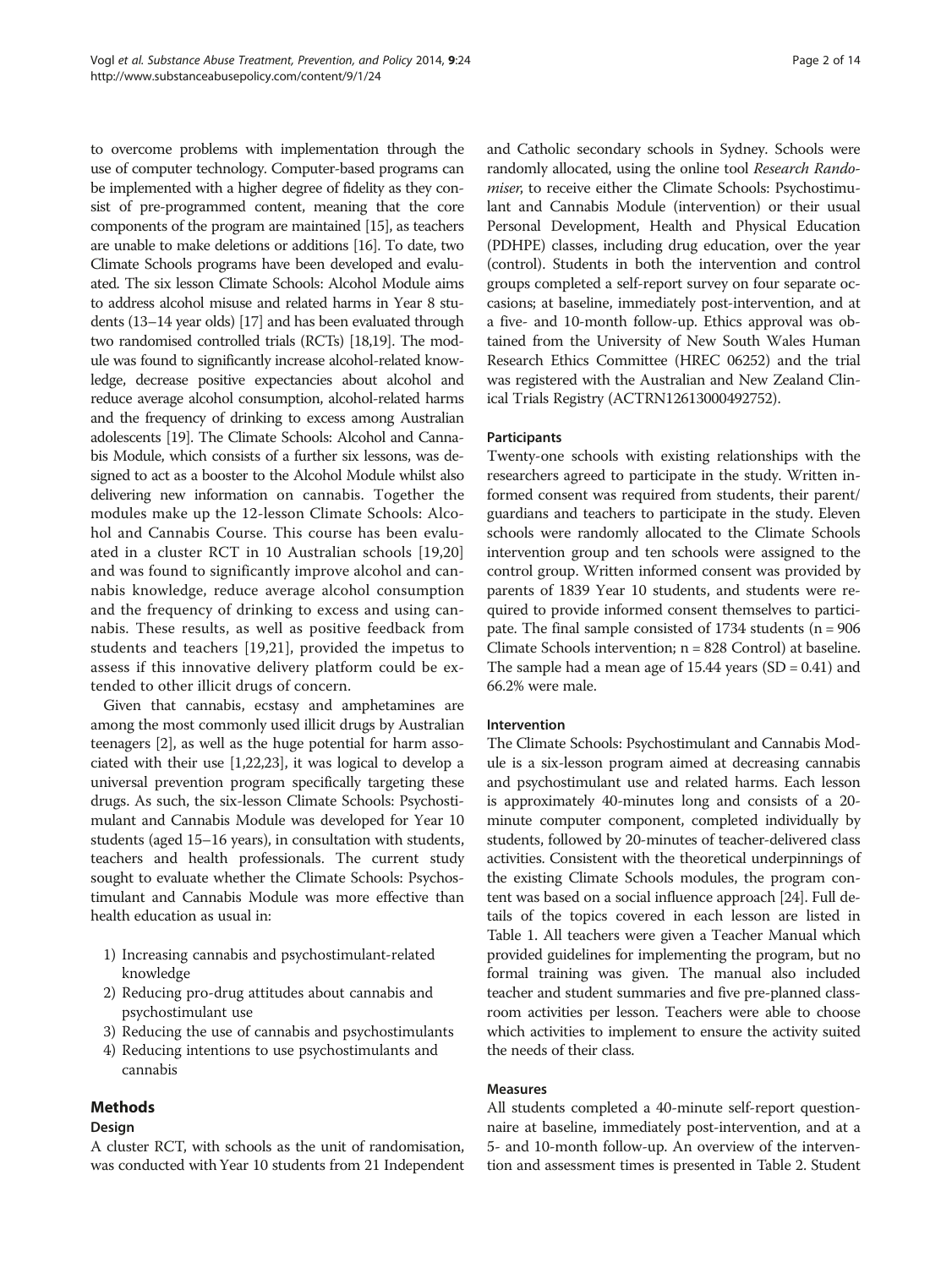to overcome problems with implementation through the use of computer technology. Computer-based programs can be implemented with a higher degree of fidelity as they consist of pre-programmed content, meaning that the core components of the program are maintained [15], as teachers are unable to make deletions or additions [16]. To date, two Climate Schools programs have been developed and evaluated. The six lesson Climate Schools: Alcohol Module aims to address alcohol misuse and related harms in Year 8 students (13–14 year olds) [17] and has been evaluated through two randomised controlled trials (RCTs) [18,19]. The module was found to significantly increase alcohol-related knowledge, decrease positive expectancies about alcohol and reduce average alcohol consumption, alcohol-related harms and the frequency of drinking to excess among Australian adolescents [19]. The Climate Schools: Alcohol and Cannabis Module, which consists of a further six lessons, was designed to act as a booster to the Alcohol Module whilst also delivering new information on cannabis. Together the modules make up the 12-lesson Climate Schools: Alcohol and Cannabis Course. This course has been evaluated in a cluster RCT in 10 Australian schools [19,20] and was found to significantly improve alcohol and cannabis knowledge, reduce average alcohol consumption and the frequency of drinking to excess and using cannabis. These results, as well as positive feedback from students and teachers [19,21], provided the impetus to assess if this innovative delivery platform could be extended to other illicit drugs of concern.

Given that cannabis, ecstasy and amphetamines are among the most commonly used illicit drugs by Australian teenagers [2], as well as the huge potential for harm associated with their use [1,22,23], it was logical to develop a universal prevention program specifically targeting these drugs. As such, the six-lesson Climate Schools: Psychostimulant and Cannabis Module was developed for Year 10 students (aged 15–16 years), in consultation with students, teachers and health professionals. The current study sought to evaluate whether the Climate Schools: Psychostimulant and Cannabis Module was more effective than health education as usual in:

1) Increasing cannabis and psychostimulant-related knowledge
2) Reducing pro-drug attitudes about cannabis and psychostimulant use
3) Reducing the use of cannabis and psychostimulants
4) Reducing intentions to use psychostimulants and cannabis

## Methods

### Design

A cluster RCT, with schools as the unit of randomisation, was conducted with Year 10 students from 21 Independent and Catholic secondary schools in Sydney. Schools were randomly allocated, using the online tool *Research Randomiser*, to receive either the Climate Schools: Psychostimulant and Cannabis Module (intervention) or their usual Personal Development, Health and Physical Education (PDHPE) classes, including drug education, over the year (control). Students in both the intervention and control groups completed a self-report survey on four separate occasions; at baseline, immediately post-intervention, and at a five- and 10-month follow-up. Ethics approval was obtained from the University of New South Wales Human Research Ethics Committee (HREC 06252) and the trial was registered with the Australian and New Zealand Clinical Trials Registry (ACTRN12613000492752).

### Participants

Twenty-one schools with existing relationships with the researchers agreed to participate in the study. Written informed consent was required from students, their parent/guardians and teachers to participate in the study. Eleven schools were randomly allocated to the Climate Schools intervention group and ten schools were assigned to the control group. Written informed consent was provided by parents of 1839 Year 10 students, and students were required to provide informed consent themselves to participate. The final sample consisted of 1734 students (n = 906 Climate Schools intervention; n = 828 Control) at baseline. The sample had a mean age of 15.44 years (SD = 0.41) and 66.2% were male.

### Intervention

The Climate Schools: Psychostimulant and Cannabis Module is a six-lesson program aimed at decreasing cannabis and psychostimulant use and related harms. Each lesson is approximately 40-minutes long and consists of a 20-minute computer component, completed individually by students, followed by 20-minutes of teacher-delivered class activities. Consistent with the theoretical underpinnings of the existing Climate Schools modules, the program content was based on a social influence approach [24]. Full details of the topics covered in each lesson are listed in Table 1. All teachers were given a Teacher Manual which provided guidelines for implementing the program, but no formal training was given. The manual also included teacher and student summaries and five pre-planned classroom activities per lesson. Teachers were able to choose which activities to implement to ensure the activity suited the needs of their class.

### Measures

All students completed a 40-minute self-report questionnaire at baseline, immediately post-intervention, and at a 5- and 10-month follow-up. An overview of the intervention and assessment times is presented in Table 2. Student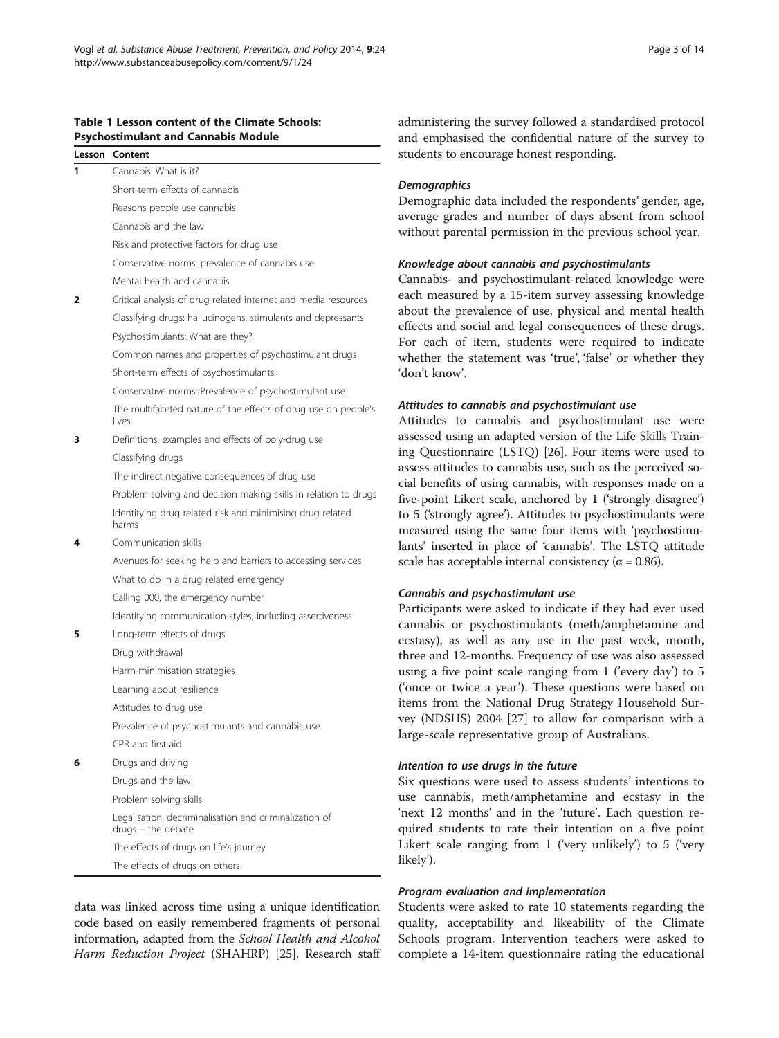**Table 1 Lesson content of the Climate Schools: Psychostimulant and Cannabis Module**

| Lesson | Content |
|---|---|
| 1 | Cannabis: What is it? |
| | Short-term effects of cannabis |
| | Reasons people use cannabis |
| | Cannabis and the law |
| | Risk and protective factors for drug use |
| | Conservative norms: prevalence of cannabis use |
| | Mental health and cannabis |
| 2 | Critical analysis of drug-related internet and media resources |
| | Classifying drugs: hallucinogens, stimulants and depressants |
| | Psychostimulants: What are they? |
| | Common names and properties of psychostimulant drugs |
| | Short-term effects of psychostimulants |
| | Conservative norms: Prevalence of psychostimulant use |
| | The multifaceted nature of the effects of drug use on people's lives |
| 3 | Definitions, examples and effects of poly-drug use |
| | Classifying drugs |
| | The indirect negative consequences of drug use |
| | Problem solving and decision making skills in relation to drugs |
| | Identifying drug related risk and minimising drug related harms |
| 4 | Communication skills |
| | Avenues for seeking help and barriers to accessing services |
| | What to do in a drug related emergency |
| | Calling 000, the emergency number |
| | Identifying communication styles, including assertiveness |
| 5 | Long-term effects of drugs |
| | Drug withdrawal |
| | Harm-minimisation strategies |
| | Learning about resilience |
| | Attitudes to drug use |
| | Prevalence of psychostimulants and cannabis use |
| | CPR and first aid |
| 6 | Drugs and driving |
| | Drugs and the law |
| | Problem solving skills |
| | Legalisation, decriminalisation and criminalization of drugs – the debate |
| | The effects of drugs on life's journey |
| | The effects of drugs on others |

data was linked across time using a unique identification code based on easily remembered fragments of personal information, adapted from the *School Health and Alcohol Harm Reduction Project* (SHAHRP) [25]. Research staff administering the survey followed a standardised protocol and emphasised the confidential nature of the survey to students to encourage honest responding.

#### *Demographics*

Demographic data included the respondents' gender, age, average grades and number of days absent from school without parental permission in the previous school year.

#### *Knowledge about cannabis and psychostimulants*

Cannabis- and psychostimulant-related knowledge were each measured by a 15-item survey assessing knowledge about the prevalence of use, physical and mental health effects and social and legal consequences of these drugs. For each of item, students were required to indicate whether the statement was 'true', 'false' or whether they 'don't know'.

#### *Attitudes to cannabis and psychostimulant use*

Attitudes to cannabis and psychostimulant use were assessed using an adapted version of the Life Skills Training Questionnaire (LSTQ) [26]. Four items were used to assess attitudes to cannabis use, such as the perceived social benefits of using cannabis, with responses made on a five-point Likert scale, anchored by 1 ('strongly disagree') to 5 ('strongly agree'). Attitudes to psychostimulants were measured using the same four items with 'psychostimulants' inserted in place of 'cannabis'. The LSTQ attitude scale has acceptable internal consistency ($\alpha = 0.86$).

#### *Cannabis and psychostimulant use*

Participants were asked to indicate if they had ever used cannabis or psychostimulants (meth/amphetamine and ecstasy), as well as any use in the past week, month, three and 12-months. Frequency of use was also assessed using a five point scale ranging from 1 ('every day') to 5 ('once or twice a year'). These questions were based on items from the National Drug Strategy Household Survey (NDSHS) 2004 [27] to allow for comparison with a large-scale representative group of Australians.

#### *Intention to use drugs in the future*

Six questions were used to assess students' intentions to use cannabis, meth/amphetamine and ecstasy in the 'next 12 months' and in the 'future'. Each question required students to rate their intention on a five point Likert scale ranging from 1 ('very unlikely') to 5 ('very likely').

#### *Program evaluation and implementation*

Students were asked to rate 10 statements regarding the quality, acceptability and likeability of the Climate Schools program. Intervention teachers were asked to complete a 14-item questionnaire rating the educational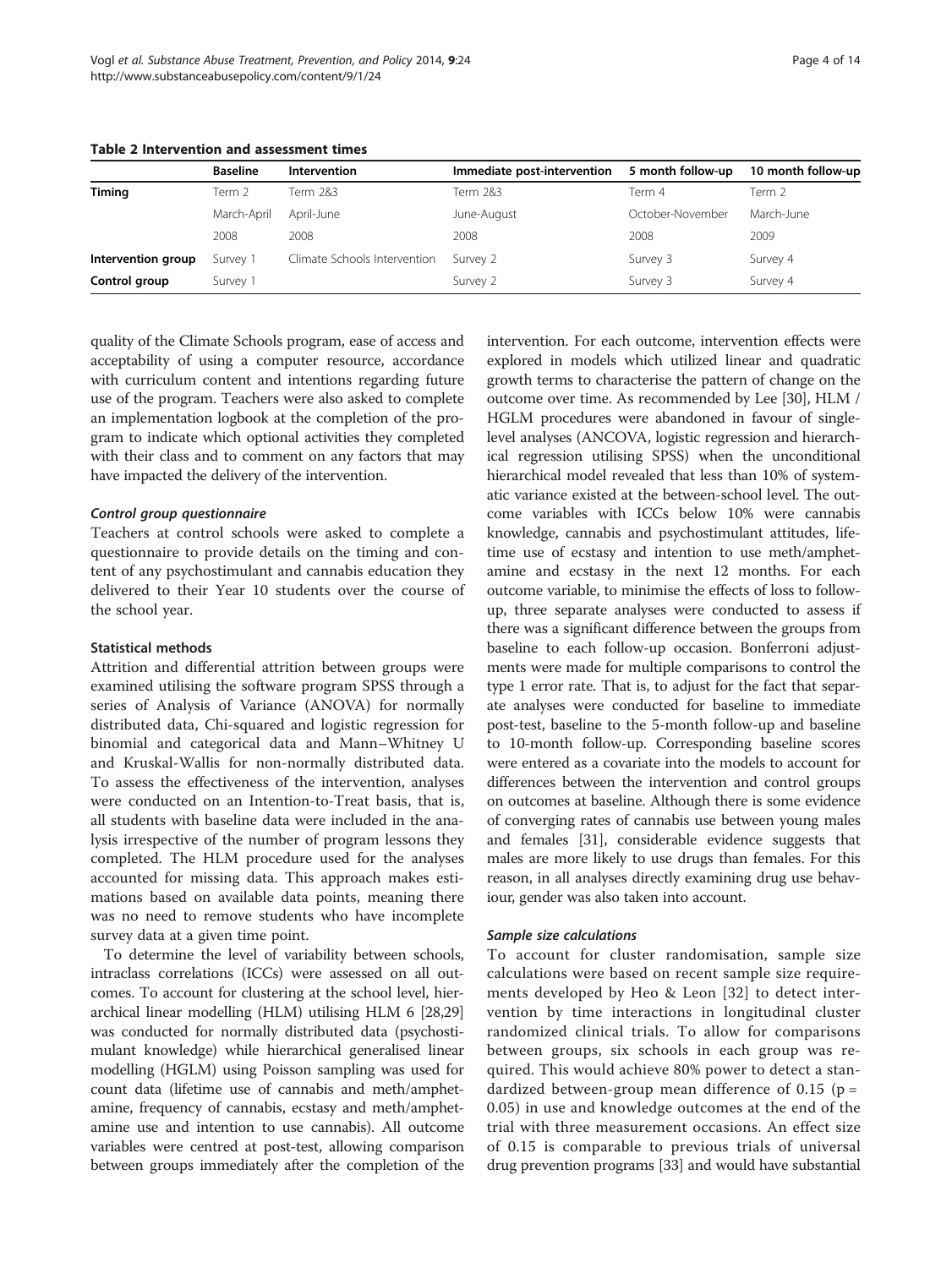**Table 2 Intervention and assessment times**

| | Baseline | Intervention | Immediate post-intervention | 5 month follow-up | 10 month follow-up |
|---|---|---|---|---|---|
| **Timing** | Term 2 | Term 2&3 | Term 2&3 | Term 4 | Term 2 |
| | March-April | April-June | June-August | October-November | March-June |
| | 2008 | 2008 | 2008 | 2008 | 2009 |
| **Intervention group** | Survey 1 | Climate Schools Intervention | Survey 2 | Survey 3 | Survey 4 |
| **Control group** | Survey 1 | | Survey 2 | Survey 3 | Survey 4 |

quality of the Climate Schools program, ease of access and acceptability of using a computer resource, accordance with curriculum content and intentions regarding future use of the program. Teachers were also asked to complete an implementation logbook at the completion of the program to indicate which optional activities they completed with their class and to comment on any factors that may have impacted the delivery of the intervention.

#### *Control group questionnaire*

Teachers at control schools were asked to complete a questionnaire to provide details on the timing and content of any psychostimulant and cannabis education they delivered to their Year 10 students over the course of the school year.

### Statistical methods

Attrition and differential attrition between groups were examined utilising the software program SPSS through a series of Analysis of Variance (ANOVA) for normally distributed data, Chi-squared and logistic regression for binomial and categorical data and Mann–Whitney U and Kruskal-Wallis for non-normally distributed data. To assess the effectiveness of the intervention, analyses were conducted on an Intention-to-Treat basis, that is, all students with baseline data were included in the analysis irrespective of the number of program lessons they completed. The HLM procedure used for the analyses accounted for missing data. This approach makes estimations based on available data points, meaning there was no need to remove students who have incomplete survey data at a given time point.

To determine the level of variability between schools, intraclass correlations (ICCs) were assessed on all outcomes. To account for clustering at the school level, hierarchical linear modelling (HLM) utilising HLM 6 [28,29] was conducted for normally distributed data (psychostimulant knowledge) while hierarchical generalised linear modelling (HGLM) using Poisson sampling was used for count data (lifetime use of cannabis and meth/amphetamine, frequency of cannabis, ecstasy and meth/amphetamine use and intention to use cannabis). All outcome variables were centred at post-test, allowing comparison between groups immediately after the completion of the intervention. For each outcome, intervention effects were explored in models which utilized linear and quadratic growth terms to characterise the pattern of change on the outcome over time. As recommended by Lee [30], HLM / HGLM procedures were abandoned in favour of single-level analyses (ANCOVA, logistic regression and hierarchical regression utilising SPSS) when the unconditional hierarchical model revealed that less than 10% of systematic variance existed at the between-school level. The outcome variables with ICCs below 10% were cannabis knowledge, cannabis and psychostimulant attitudes, lifetime use of ecstasy and intention to use meth/amphetamine and ecstasy in the next 12 months. For each outcome variable, to minimise the effects of loss to follow-up, three separate analyses were conducted to assess if there was a significant difference between the groups from baseline to each follow-up occasion. Bonferroni adjustments were made for multiple comparisons to control the type 1 error rate. That is, to adjust for the fact that separate analyses were conducted for baseline to immediate post-test, baseline to the 5-month follow-up and baseline to 10-month follow-up. Corresponding baseline scores were entered as a covariate into the models to account for differences between the intervention and control groups on outcomes at baseline. Although there is some evidence of converging rates of cannabis use between young males and females [31], considerable evidence suggests that males are more likely to use drugs than females. For this reason, in all analyses directly examining drug use behaviour, gender was also taken into account.

#### *Sample size calculations*

To account for cluster randomisation, sample size calculations were based on recent sample size requirements developed by Heo & Leon [32] to detect intervention by time interactions in longitudinal cluster randomized clinical trials. To allow for comparisons between groups, six schools in each group was required. This would achieve 80% power to detect a standardized between-group mean difference of 0.15 ($p = 0.05$) in use and knowledge outcomes at the end of the trial with three measurement occasions. An effect size of 0.15 is comparable to previous trials of universal drug prevention programs [33] and would have substantial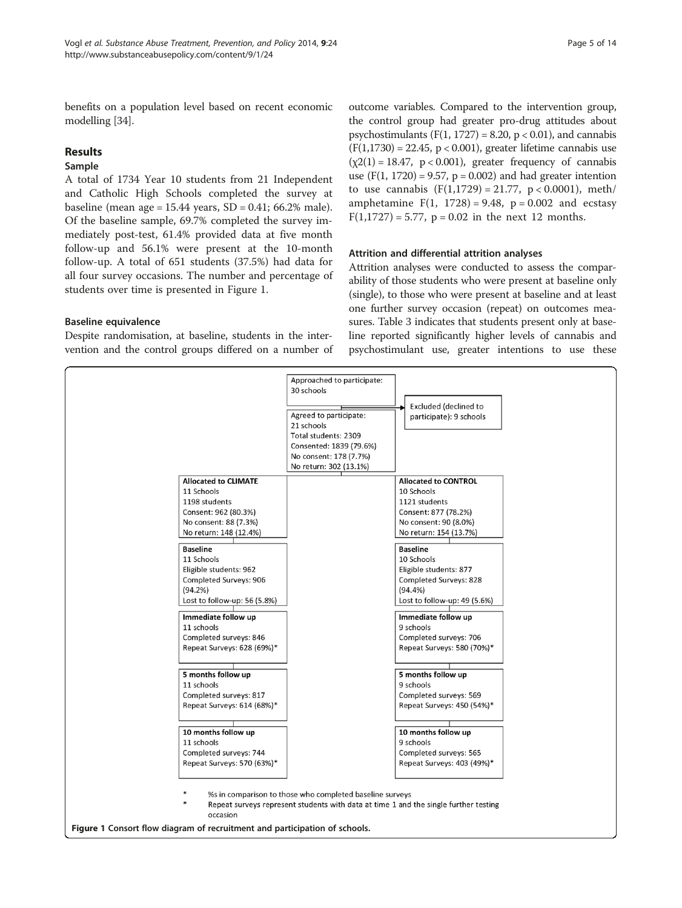benefits on a population level based on recent economic modelling [34].

## Results

### Sample

A total of 1734 Year 10 students from 21 Independent and Catholic High Schools completed the survey at baseline (mean age = 15.44 years, SD = 0.41; 66.2% male). Of the baseline sample, 69.7% completed the survey immediately post-test, 61.4% provided data at five month follow-up and 56.1% were present at the 10-month follow-up. A total of 651 students (37.5%) had data for all four survey occasions. The number and percentage of students over time is presented in Figure 1.

### Baseline equivalence

Despite randomisation, at baseline, students in the intervention and the control groups differed on a number of outcome variables. Compared to the intervention group, the control group had greater pro-drug attitudes about psychostimulants ($F(1, 1727) = 8.20$, $p < 0.01$), and cannabis ($F(1,1730) = 22.45$, $p < 0.001$), greater lifetime cannabis use ($\chi2(1) = 18.47$, $p < 0.001$), greater frequency of cannabis use ($F(1, 1720) = 9.57$, $p = 0.002$) and had greater intention to use cannabis ($F(1,1729) = 21.77$, $p < 0.0001$), meth/amphetamine $F(1, 1728) = 9.48$, $p = 0.002$ and ecstasy $F(1,1727) = 5.77$, $p = 0.02$ in the next 12 months.

### Attrition and differential attrition analyses

Attrition analyses were conducted to assess the comparability of those students who were present at baseline only (single), to those who were present at baseline and at least one further survey occasion (repeat) on outcomes measures. Table 3 indicates that students present only at baseline reported significantly higher levels of cannabis and psychostimulant use, greater intentions to use these

Approached to participate: 30 schools

Excluded (declined to participate): 9 schools

Agreed to participate: 21 schools
Total students: 2309
Consented: 1839 (79.6%)
No consent: 178 (7.7%)
No return: 302 (13.1%)

| CLIMATE | CONTROL |
|---|---|
| **Allocated to CLIMATE**<br>11 Schools<br>1198 students<br>Consent: 962 (80.3%)<br>No consent: 88 (7.3%)<br>No return: 148 (12.4%) | **Allocated to CONTROL**<br>10 Schools<br>1121 students<br>Consent: 877 (78.2%)<br>No consent: 90 (8.0%)<br>No return: 154 (13.7%) |
| **Baseline**<br>11 Schools<br>Eligible students: 962<br>Completed Surveys: 906 (94.2%)<br>Lost to follow-up: 56 (5.8%) | **Baseline**<br>10 Schools<br>Eligible students: 877<br>Completed Surveys: 828 (94.4%)<br>Lost to follow-up: 49 (5.6%) |
| **Immediate follow up**<br>11 schools<br>Completed surveys: 846<br>Repeat Surveys: 628 (69%)* | **Immediate follow up**<br>9 schools<br>Completed surveys: 706<br>Repeat Surveys: 580 (70%)* |
| **5 months follow up**<br>11 schools<br>Completed surveys: 817<br>Repeat Surveys: 614 (68%)* | **5 months follow up**<br>9 schools<br>Completed surveys: 569<br>Repeat Surveys: 450 (54%)* |
| **10 months follow up**<br>11 schools<br>Completed surveys: 744<br>Repeat Surveys: 570 (63%)* | **10 months follow up**<br>9 schools<br>Completed surveys: 565<br>Repeat Surveys: 403 (49%)* |

\* %s in comparison to those who completed baseline surveys
\* Repeat surveys represent students with data at time 1 and the single further testing occasion

**Figure 1** Consort flow diagram of recruitment and participation of schools.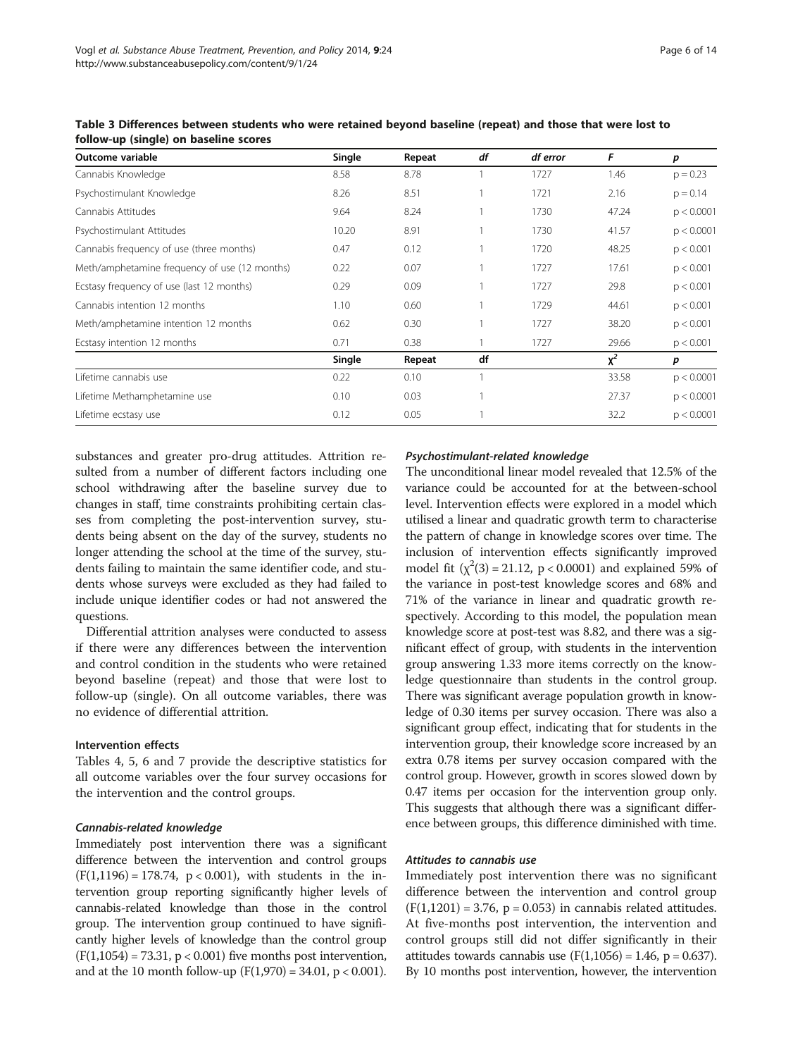**Table 3 Differences between students who were retained beyond baseline (repeat) and those that were lost to follow-up (single) on baseline scores**

| Outcome variable | Single | Repeat | *df* | *df error* | *F* | *p* |
|---|---|---|---|---|---|---|
| Cannabis Knowledge | 8.58 | 8.78 | 1 | 1727 | 1.46 | $p = 0.23$ |
| Psychostimulant Knowledge | 8.26 | 8.51 | 1 | 1721 | 2.16 | $p = 0.14$ |
| Cannabis Attitudes | 9.64 | 8.24 | 1 | 1730 | 47.24 | $p < 0.0001$ |
| Psychostimulant Attitudes | 10.20 | 8.91 | 1 | 1730 | 41.57 | $p < 0.0001$ |
| Cannabis frequency of use (three months) | 0.47 | 0.12 | 1 | 1720 | 48.25 | $p < 0.001$ |
| Meth/amphetamine frequency of use (12 months) | 0.22 | 0.07 | 1 | 1727 | 17.61 | $p < 0.001$ |
| Ecstasy frequency of use (last 12 months) | 0.29 | 0.09 | 1 | 1727 | 29.8 | $p < 0.001$ |
| Cannabis intention 12 months | 1.10 | 0.60 | 1 | 1729 | 44.61 | $p < 0.001$ |
| Meth/amphetamine intention 12 months | 0.62 | 0.30 | 1 | 1727 | 38.20 | $p < 0.001$ |
| Ecstasy intention 12 months | 0.71 | 0.38 | 1 | 1727 | 29.66 | $p < 0.001$ |
| | **Single** | **Repeat** | **df** | | $\chi^2$ | ***p*** |
| Lifetime cannabis use | 0.22 | 0.10 | 1 | | 33.58 | $p < 0.0001$ |
| Lifetime Methamphetamine use | 0.10 | 0.03 | 1 | | 27.37 | $p < 0.0001$ |
| Lifetime ecstasy use | 0.12 | 0.05 | 1 | | 32.2 | $p < 0.0001$ |

substances and greater pro-drug attitudes. Attrition resulted from a number of different factors including one school withdrawing after the baseline survey due to changes in staff, time constraints prohibiting certain classes from completing the post-intervention survey, students being absent on the day of the survey, students no longer attending the school at the time of the survey, students failing to maintain the same identifier code, and students whose surveys were excluded as they had failed to include unique identifier codes or had not answered the questions.

Differential attrition analyses were conducted to assess if there were any differences between the intervention and control condition in the students who were retained beyond baseline (repeat) and those that were lost to follow-up (single). On all outcome variables, there was no evidence of differential attrition.

### Intervention effects

Tables 4, 5, 6 and 7 provide the descriptive statistics for all outcome variables over the four survey occasions for the intervention and the control groups.

#### *Cannabis-related knowledge*

Immediately post intervention there was a significant difference between the intervention and control groups ($F(1,1196) = 178.74$, $p < 0.001$), with students in the intervention group reporting significantly higher levels of cannabis-related knowledge than those in the control group. The intervention group continued to have significantly higher levels of knowledge than the control group ($F(1,1054) = 73.31$, $p < 0.001$) five months post intervention, and at the 10 month follow-up ($F(1,970) = 34.01$, $p < 0.001$).

#### *Psychostimulant-related knowledge*

The unconditional linear model revealed that 12.5% of the variance could be accounted for at the between-school level. Intervention effects were explored in a model which utilised a linear and quadratic growth term to characterise the pattern of change in knowledge scores over time. The inclusion of intervention effects significantly improved model fit ($\chi^2(3) = 21.12$, $p < 0.0001$) and explained 59% of the variance in post-test knowledge scores and 68% and 71% of the variance in linear and quadratic growth respectively. According to this model, the population mean knowledge score at post-test was 8.82, and there was a significant effect of group, with students in the intervention group answering 1.33 more items correctly on the knowledge questionnaire than students in the control group. There was significant average population growth in knowledge of 0.30 items per survey occasion. There was also a significant group effect, indicating that for students in the intervention group, their knowledge score increased by an extra 0.78 items per survey occasion compared with the control group. However, growth in scores slowed down by 0.47 items per occasion for the intervention group only. This suggests that although there was a significant difference between groups, this difference diminished with time.

#### *Attitudes to cannabis use*

Immediately post intervention there was no significant difference between the intervention and control group ($F(1,1201) = 3.76$, $p = 0.053$) in cannabis related attitudes. At five-months post intervention, the intervention and control groups still did not differ significantly in their attitudes towards cannabis use ($F(1,1056) = 1.46$, $p = 0.637$). By 10 months post intervention, however, the intervention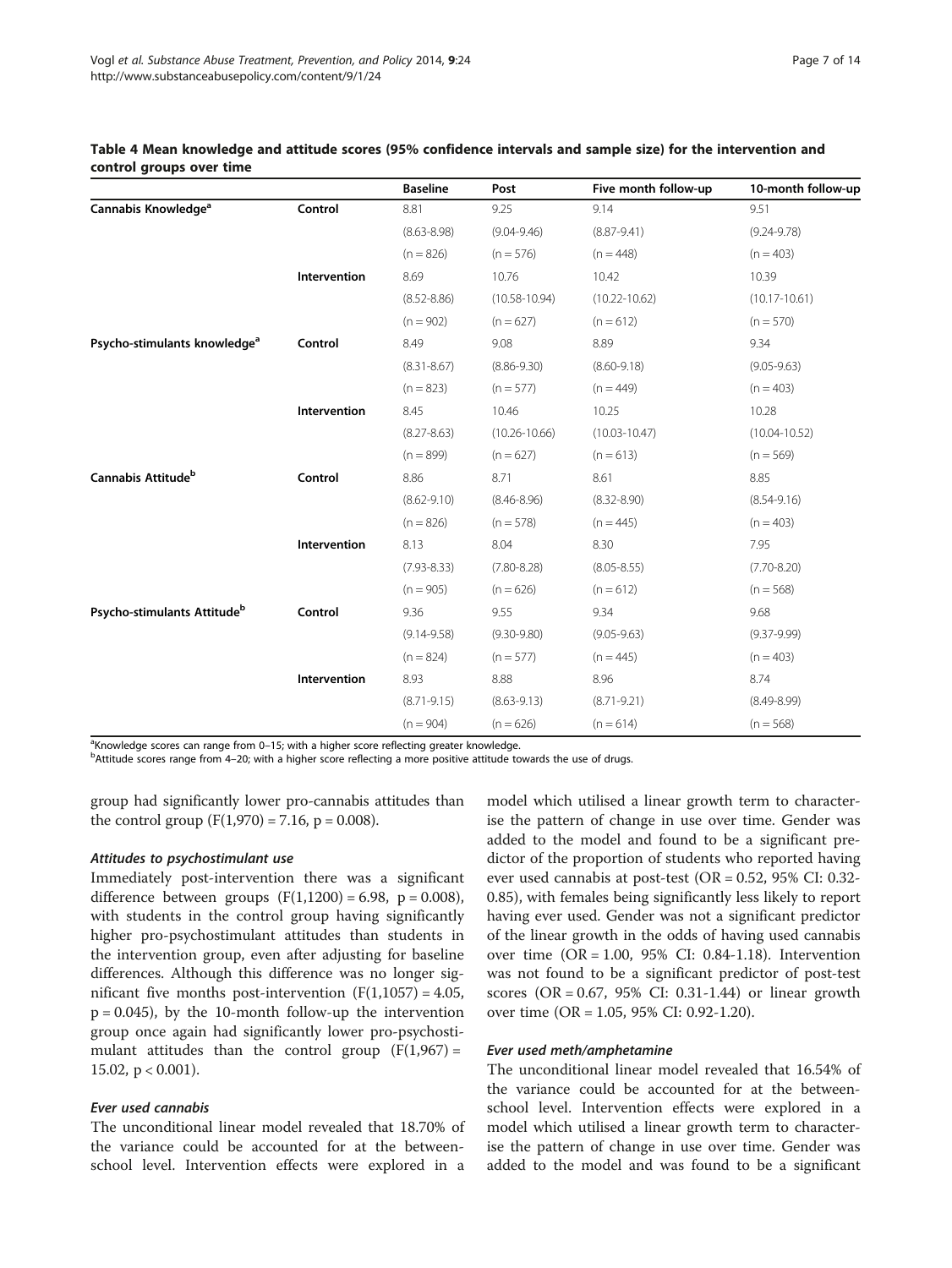**Table 4 Mean knowledge and attitude scores (95% confidence intervals and sample size) for the intervention and control groups over time**

| | | Baseline | Post | Five month follow-up | 10-month follow-up |
|---|---|---|---|---|---|
| **Cannabis Knowledge[a]** | **Control** | 8.81 | 9.25 | 9.14 | 9.51 |
| | | (8.63-8.98) | (9.04-9.46) | (8.87-9.41) | (9.24-9.78) |
| | | (n = 826) | (n = 576) | (n = 448) | (n = 403) |
| | **Intervention** | 8.69 | 10.76 | 10.42 | 10.39 |
| | | (8.52-8.86) | (10.58-10.94) | (10.22-10.62) | (10.17-10.61) |
| | | (n = 902) | (n = 627) | (n = 612) | (n = 570) |
| **Psycho-stimulants knowledge[a]** | **Control** | 8.49 | 9.08 | 8.89 | 9.34 |
| | | (8.31-8.67) | (8.86-9.30) | (8.60-9.18) | (9.05-9.63) |
| | | (n = 823) | (n = 577) | (n = 449) | (n = 403) |
| | **Intervention** | 8.45 | 10.46 | 10.25 | 10.28 |
| | | (8.27-8.63) | (10.26-10.66) | (10.03-10.47) | (10.04-10.52) |
| | | (n = 899) | (n = 627) | (n = 613) | (n = 569) |
| **Cannabis Attitude[b]** | **Control** | 8.86 | 8.71 | 8.61 | 8.85 |
| | | (8.62-9.10) | (8.46-8.96) | (8.32-8.90) | (8.54-9.16) |
| | | (n = 826) | (n = 578) | (n = 445) | (n = 403) |
| | **Intervention** | 8.13 | 8.04 | 8.30 | 7.95 |
| | | (7.93-8.33) | (7.80-8.28) | (8.05-8.55) | (7.70-8.20) |
| | | (n = 905) | (n = 626) | (n = 612) | (n = 568) |
| **Psycho-stimulants Attitude[b]** | **Control** | 9.36 | 9.55 | 9.34 | 9.68 |
| | | (9.14-9.58) | (9.30-9.80) | (9.05-9.63) | (9.37-9.99) |
| | | (n = 824) | (n = 577) | (n = 445) | (n = 403) |
| | **Intervention** | 8.93 | 8.88 | 8.96 | 8.74 |
| | | (8.71-9.15) | (8.63-9.13) | (8.71-9.21) | (8.49-8.99) |
| | | (n = 904) | (n = 626) | (n = 614) | (n = 568) |

[a]Knowledge scores can range from 0–15; with a higher score reflecting greater knowledge.
[b]Attitude scores range from 4–20; with a higher score reflecting a more positive attitude towards the use of drugs.

group had significantly lower pro-cannabis attitudes than the control group ($F(1,970) = 7.16$, $p = 0.008$).

#### *Attitudes to psychostimulant use*

Immediately post-intervention there was a significant difference between groups ($F(1,1200) = 6.98$, $p = 0.008$), with students in the control group having significantly higher pro-psychostimulant attitudes than students in the intervention group, even after adjusting for baseline differences. Although this difference was no longer significant five months post-intervention ($F(1,1057) = 4.05$, $p = 0.045$), by the 10-month follow-up the intervention group once again had significantly lower pro-psychostimulant attitudes than the control group ($F(1,967) = 15.02$, $p < 0.001$).

#### *Ever used cannabis*

The unconditional linear model revealed that 18.70% of the variance could be accounted for at the between-school level. Intervention effects were explored in a model which utilised a linear growth term to characterise the pattern of change in use over time. Gender was added to the model and found to be a significant predictor of the proportion of students who reported having ever used cannabis at post-test (OR = 0.52, 95% CI: 0.32-0.85), with females being significantly less likely to report having ever used. Gender was not a significant predictor of the linear growth in the odds of having used cannabis over time (OR = 1.00, 95% CI: 0.84-1.18). Intervention was not found to be a significant predictor of post-test scores (OR = 0.67, 95% CI: 0.31-1.44) or linear growth over time (OR = 1.05, 95% CI: 0.92-1.20).

#### *Ever used meth/amphetamine*

The unconditional linear model revealed that 16.54% of the variance could be accounted for at the between-school level. Intervention effects were explored in a model which utilised a linear growth term to characterise the pattern of change in use over time. Gender was added to the model and was found to be a significant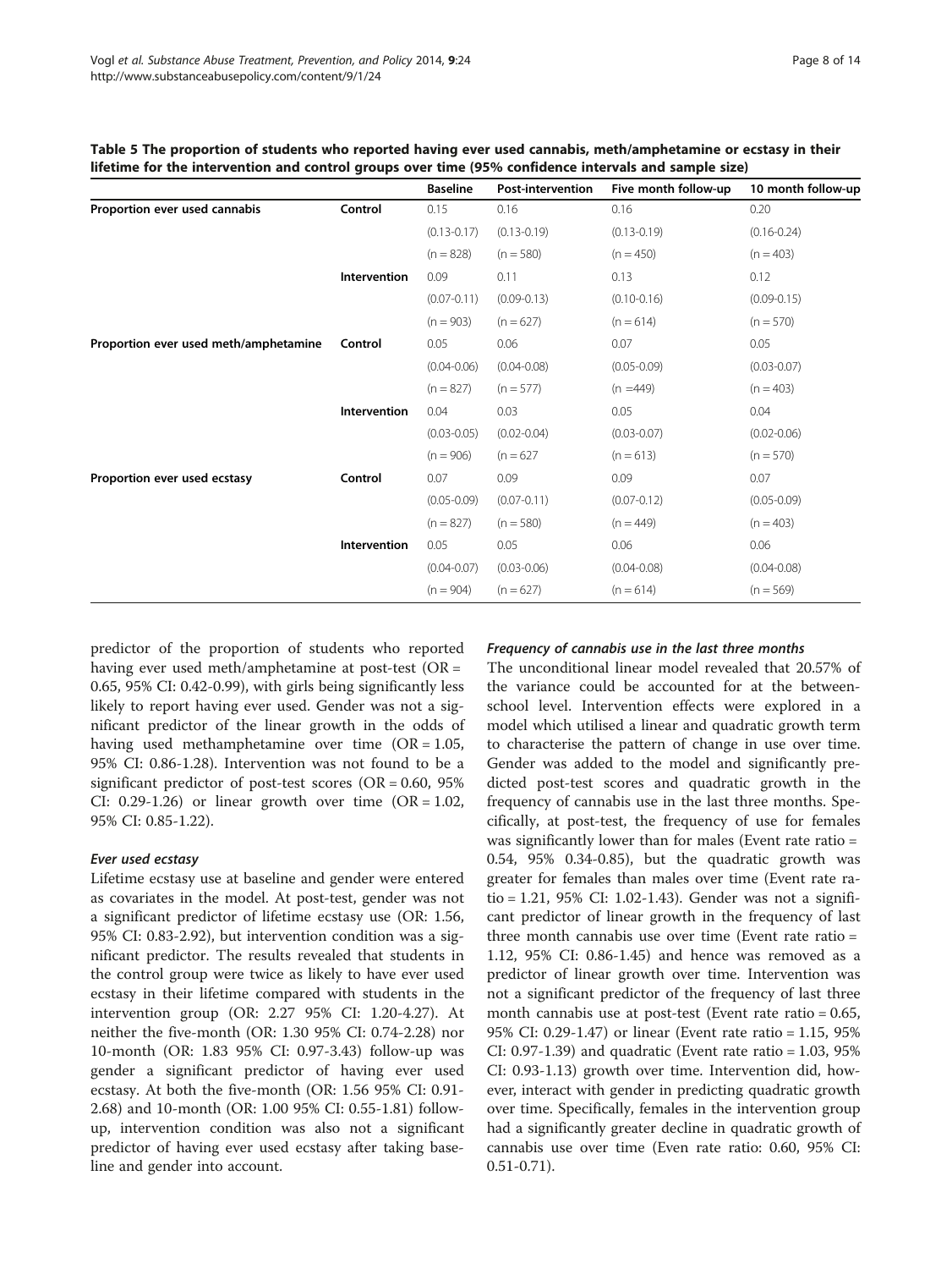**Table 5 The proportion of students who reported having ever used cannabis, meth/amphetamine or ecstasy in their lifetime for the intervention and control groups over time (95% confidence intervals and sample size)**

| | | Baseline | Post-intervention | Five month follow-up | 10 month follow-up |
|---|---|---|---|---|---|
| **Proportion ever used cannabis** | **Control** | 0.15 | 0.16 | 0.16 | 0.20 |
| | | (0.13-0.17) | (0.13-0.19) | (0.13-0.19) | (0.16-0.24) |
| | | (n = 828) | (n = 580) | (n = 450) | (n = 403) |
| | **Intervention** | 0.09 | 0.11 | 0.13 | 0.12 |
| | | (0.07-0.11) | (0.09-0.13) | (0.10-0.16) | (0.09-0.15) |
| | | (n = 903) | (n = 627) | (n = 614) | (n = 570) |
| **Proportion ever used meth/amphetamine** | **Control** | 0.05 | 0.06 | 0.07 | 0.05 |
| | | (0.04-0.06) | (0.04-0.08) | (0.05-0.09) | (0.03-0.07) |
| | | (n = 827) | (n = 577) | (n =449) | (n = 403) |
| | **Intervention** | 0.04 | 0.03 | 0.05 | 0.04 |
| | | (0.03-0.05) | (0.02-0.04) | (0.03-0.07) | (0.02-0.06) |
| | | (n = 906) | (n = 627 | (n = 613) | (n = 570) |
| **Proportion ever used ecstasy** | **Control** | 0.07 | 0.09 | 0.09 | 0.07 |
| | | (0.05-0.09) | (0.07-0.11) | (0.07-0.12) | (0.05-0.09) |
| | | (n = 827) | (n = 580) | (n = 449) | (n = 403) |
| | **Intervention** | 0.05 | 0.05 | 0.06 | 0.06 |
| | | (0.04-0.07) | (0.03-0.06) | (0.04-0.08) | (0.04-0.08) |
| | | (n = 904) | (n = 627) | (n = 614) | (n = 569) |

predictor of the proportion of students who reported having ever used meth/amphetamine at post-test (OR = 0.65, 95% CI: 0.42-0.99), with girls being significantly less likely to report having ever used. Gender was not a significant predictor of the linear growth in the odds of having used methamphetamine over time (OR = 1.05, 95% CI: 0.86-1.28). Intervention was not found to be a significant predictor of post-test scores (OR = 0.60, 95% CI: 0.29-1.26) or linear growth over time (OR = 1.02, 95% CI: 0.85-1.22).

#### *Ever used ecstasy*

Lifetime ecstasy use at baseline and gender were entered as covariates in the model. At post-test, gender was not a significant predictor of lifetime ecstasy use (OR: 1.56, 95% CI: 0.83-2.92), but intervention condition was a significant predictor. The results revealed that students in the control group were twice as likely to have ever used ecstasy in their lifetime compared with students in the intervention group (OR: 2.27 95% CI: 1.20-4.27). At neither the five-month (OR: 1.30 95% CI: 0.74-2.28) nor 10-month (OR: 1.83 95% CI: 0.97-3.43) follow-up was gender a significant predictor of having ever used ecstasy. At both the five-month (OR: 1.56 95% CI: 0.91-2.68) and 10-month (OR: 1.00 95% CI: 0.55-1.81) follow-up, intervention condition was also not a significant predictor of having ever used ecstasy after taking baseline and gender into account.

#### *Frequency of cannabis use in the last three months*

The unconditional linear model revealed that 20.57% of the variance could be accounted for at the between-school level. Intervention effects were explored in a model which utilised a linear and quadratic growth term to characterise the pattern of change in use over time. Gender was added to the model and significantly predicted post-test scores and quadratic growth in the frequency of cannabis use in the last three months. Specifically, at post-test, the frequency of use for females was significantly lower than for males (Event rate ratio = 0.54, 95% 0.34-0.85), but the quadratic growth was greater for females than males over time (Event rate ratio = 1.21, 95% CI: 1.02-1.43). Gender was not a significant predictor of linear growth in the frequency of last three month cannabis use over time (Event rate ratio = 1.12, 95% CI: 0.86-1.45) and hence was removed as a predictor of linear growth over time. Intervention was not a significant predictor of the frequency of last three month cannabis use at post-test (Event rate ratio = 0.65, 95% CI: 0.29-1.47) or linear (Event rate ratio = 1.15, 95% CI: 0.97-1.39) and quadratic (Event rate ratio = 1.03, 95% CI: 0.93-1.13) growth over time. Intervention did, however, interact with gender in predicting quadratic growth over time. Specifically, females in the intervention group had a significantly greater decline in quadratic growth of cannabis use over time (Even rate ratio: 0.60, 95% CI: 0.51-0.71).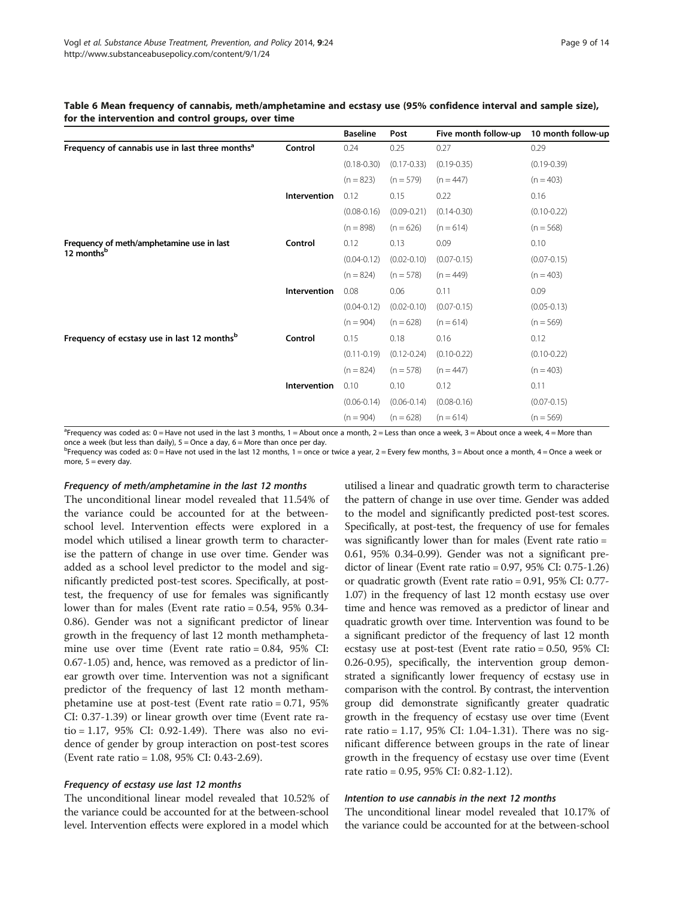**Table 6 Mean frequency of cannabis, meth/amphetamine and ecstasy use (95% confidence interval and sample size), for the intervention and control groups, over time**

| | | Baseline | Post | Five month follow-up | 10 month follow-up |
|---|---|---|---|---|---|
| Frequency of cannabis use in last three months[a] | Control | 0.24 | 0.25 | 0.27 | 0.29 |
| | | (0.18-0.30) | (0.17-0.33) | (0.19-0.35) | (0.19-0.39) |
| | | (n = 823) | (n = 579) | (n = 447) | (n = 403) |
| | Intervention | 0.12 | 0.15 | 0.22 | 0.16 |
| | | (0.08-0.16) | (0.09-0.21) | (0.14-0.30) | (0.10-0.22) |
| | | (n = 898) | (n = 626) | (n = 614) | (n = 568) |
| Frequency of meth/amphetamine use in last 12 months[b] | Control | 0.12 | 0.13 | 0.09 | 0.10 |
| | | (0.04-0.12) | (0.02-0.10) | (0.07-0.15) | (0.07-0.15) |
| | | (n = 824) | (n = 578) | (n = 449) | (n = 403) |
| | Intervention | 0.08 | 0.06 | 0.11 | 0.09 |
| | | (0.04-0.12) | (0.02-0.10) | (0.07-0.15) | (0.05-0.13) |
| | | (n = 904) | (n = 628) | (n = 614) | (n = 569) |
| Frequency of ecstasy use in last 12 months[b] | Control | 0.15 | 0.18 | 0.16 | 0.12 |
| | | (0.11-0.19) | (0.12-0.24) | (0.10-0.22) | (0.10-0.22) |
| | | (n = 824) | (n = 578) | (n = 447) | (n = 403) |
| | Intervention | 0.10 | 0.10 | 0.12 | 0.11 |
| | | (0.06-0.14) | (0.06-0.14) | (0.08-0.16) | (0.07-0.15) |
| | | (n = 904) | (n = 628) | (n = 614) | (n = 569) |

[a]Frequency was coded as: 0 = Have not used in the last 3 months, 1 = About once a month, 2 = Less than once a week, 3 = About once a week, 4 = More than once a week (but less than daily), 5 = Once a day, 6 = More than once per day.
[b]Frequency was coded as: 0 = Have not used in the last 12 months, 1 = once or twice a year, 2 = Every few months, 3 = About once a month, 4 = Once a week or more, 5 = every day.

#### *Frequency of meth/amphetamine in the last 12 months*

The unconditional linear model revealed that 11.54% of the variance could be accounted for at the between-school level. Intervention effects were explored in a model which utilised a linear growth term to characterise the pattern of change in use over time. Gender was added as a school level predictor to the model and significantly predicted post-test scores. Specifically, at post-test, the frequency of use for females was significantly lower than for males (Event rate ratio = 0.54, 95% 0.34-0.86). Gender was not a significant predictor of linear growth in the frequency of last 12 month methamphetamine use over time (Event rate ratio = 0.84, 95% CI: 0.67-1.05) and, hence, was removed as a predictor of linear growth over time. Intervention was not a significant predictor of the frequency of last 12 month methamphetamine use at post-test (Event rate ratio = 0.71, 95% CI: 0.37-1.39) or linear growth over time (Event rate ratio = 1.17, 95% CI: 0.92-1.49). There was also no evidence of gender by group interaction on post-test scores (Event rate ratio = 1.08, 95% CI: 0.43-2.69).

#### *Frequency of ecstasy use last 12 months*

The unconditional linear model revealed that 10.52% of the variance could be accounted for at the between-school level. Intervention effects were explored in a model which utilised a linear and quadratic growth term to characterise the pattern of change in use over time. Gender was added to the model and significantly predicted post-test scores. Specifically, at post-test, the frequency of use for females was significantly lower than for males (Event rate ratio = 0.61, 95% 0.34-0.99). Gender was not a significant predictor of linear (Event rate ratio = 0.97, 95% CI: 0.75-1.26) or quadratic growth (Event rate ratio = 0.91, 95% CI: 0.77-1.07) in the frequency of last 12 month ecstasy use over time and hence was removed as a predictor of linear and quadratic growth over time. Intervention was found to be a significant predictor of the frequency of last 12 month ecstasy use at post-test (Event rate ratio = 0.50, 95% CI: 0.26-0.95), specifically, the intervention group demonstrated a significantly lower frequency of ecstasy use in comparison with the control. By contrast, the intervention group did demonstrate significantly greater quadratic growth in the frequency of ecstasy use over time (Event rate ratio = 1.17, 95% CI: 1.04-1.31). There was no significant difference between groups in the rate of linear growth in the frequency of ecstasy use over time (Event rate ratio = 0.95, 95% CI: 0.82-1.12).

#### *Intention to use cannabis in the next 12 months*

The unconditional linear model revealed that 10.17% of the variance could be accounted for at the between-school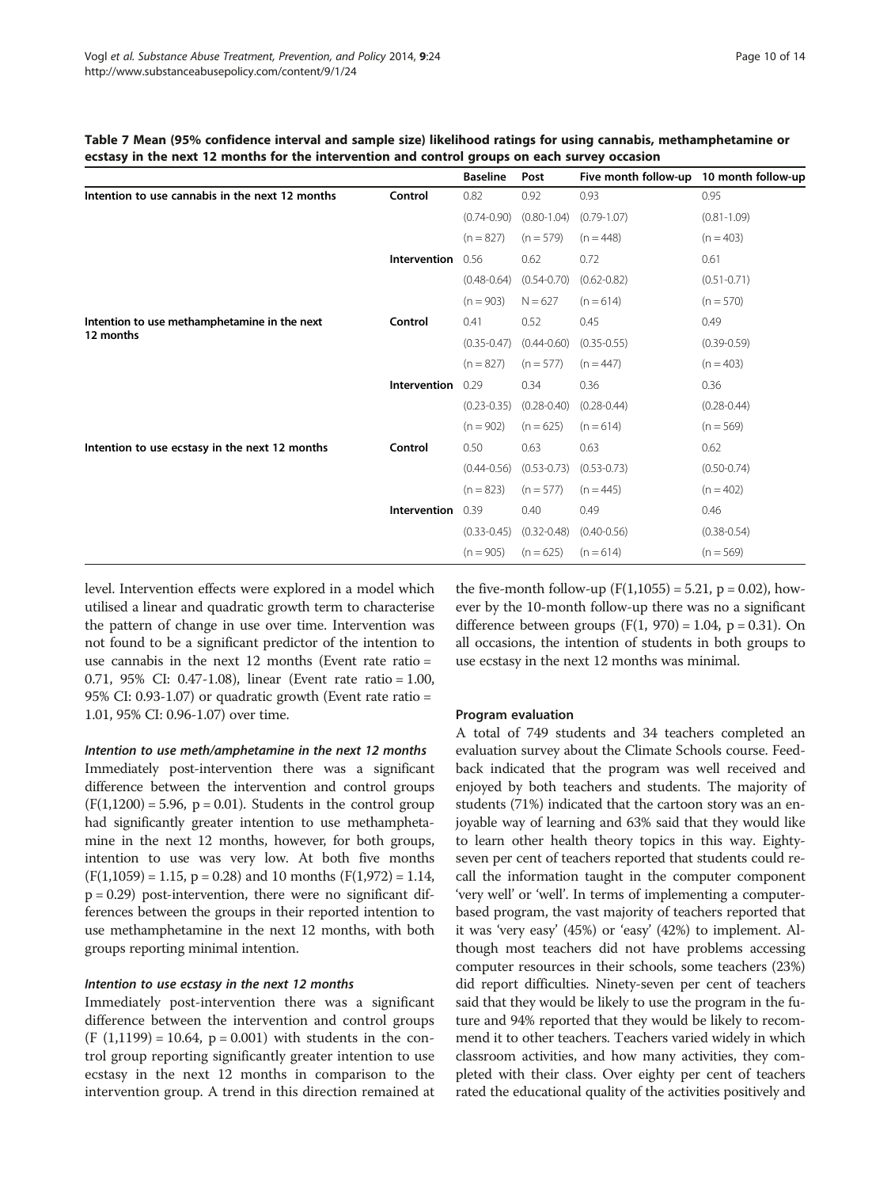**Table 7 Mean (95% confidence interval and sample size) likelihood ratings for using cannabis, methamphetamine or ecstasy in the next 12 months for the intervention and control groups on each survey occasion**

| | | Baseline | Post | Five month follow-up | 10 month follow-up |
|---|---|---|---|---|---|
| Intention to use cannabis in the next 12 months | Control | 0.82 | 0.92 | 0.93 | 0.95 |
| | | (0.74-0.90) | (0.80-1.04) | (0.79-1.07) | (0.81-1.09) |
| | | (n = 827) | (n = 579) | (n = 448) | (n = 403) |
| | Intervention | 0.56 | 0.62 | 0.72 | 0.61 |
| | | (0.48-0.64) | (0.54-0.70) | (0.62-0.82) | (0.51-0.71) |
| | | (n = 903) | N = 627 | (n = 614) | (n = 570) |
| Intention to use methamphetamine in the next 12 months | Control | 0.41 | 0.52 | 0.45 | 0.49 |
| | | (0.35-0.47) | (0.44-0.60) | (0.35-0.55) | (0.39-0.59) |
| | | (n = 827) | (n = 577) | (n = 447) | (n = 403) |
| | Intervention | 0.29 | 0.34 | 0.36 | 0.36 |
| | | (0.23-0.35) | (0.28-0.40) | (0.28-0.44) | (0.28-0.44) |
| | | (n = 902) | (n = 625) | (n = 614) | (n = 569) |
| Intention to use ecstasy in the next 12 months | Control | 0.50 | 0.63 | 0.63 | 0.62 |
| | | (0.44-0.56) | (0.53-0.73) | (0.53-0.73) | (0.50-0.74) |
| | | (n = 823) | (n = 577) | (n = 445) | (n = 402) |
| | Intervention | 0.39 | 0.40 | 0.49 | 0.46 |
| | | (0.33-0.45) | (0.32-0.48) | (0.40-0.56) | (0.38-0.54) |
| | | (n = 905) | (n = 625) | (n = 614) | (n = 569) |

level. Intervention effects were explored in a model which utilised a linear and quadratic growth term to characterise the pattern of change in use over time. Intervention was not found to be a significant predictor of the intention to use cannabis in the next 12 months (Event rate ratio = 0.71, 95% CI: 0.47-1.08), linear (Event rate ratio = 1.00, 95% CI: 0.93-1.07) or quadratic growth (Event rate ratio = 1.01, 95% CI: 0.96-1.07) over time.

#### *Intention to use meth/amphetamine in the next 12 months*

Immediately post-intervention there was a significant difference between the intervention and control groups ($F(1,1200) = 5.96$, $p = 0.01$). Students in the control group had significantly greater intention to use methamphetamine in the next 12 months, however, for both groups, intention to use was very low. At both five months ($F(1,1059) = 1.15$, $p = 0.28$) and 10 months ($F(1,972) = 1.14$, $p = 0.29$) post-intervention, there were no significant differences between the groups in their reported intention to use methamphetamine in the next 12 months, with both groups reporting minimal intention.

#### *Intention to use ecstasy in the next 12 months*

Immediately post-intervention there was a significant difference between the intervention and control groups ($F(1,1199) = 10.64$, $p = 0.001$) with students in the control group reporting significantly greater intention to use ecstasy in the next 12 months in comparison to the intervention group. A trend in this direction remained at the five-month follow-up ($F(1,1055) = 5.21$, $p = 0.02$), however by the 10-month follow-up there was no a significant difference between groups ($F(1, 970) = 1.04$, $p = 0.31$). On all occasions, the intention of students in both groups to use ecstasy in the next 12 months was minimal.

### Program evaluation

A total of 749 students and 34 teachers completed an evaluation survey about the Climate Schools course. Feedback indicated that the program was well received and enjoyed by both teachers and students. The majority of students (71%) indicated that the cartoon story was an enjoyable way of learning and 63% said that they would like to learn other health theory topics in this way. Eighty-seven per cent of teachers reported that students could recall the information taught in the computer component 'very well' or 'well'. In terms of implementing a computer-based program, the vast majority of teachers reported that it was 'very easy' (45%) or 'easy' (42%) to implement. Although most teachers did not have problems accessing computer resources in their schools, some teachers (23%) did report difficulties. Ninety-seven per cent of teachers said that they would be likely to use the program in the future and 94% reported that they would be likely to recommend it to other teachers. Teachers varied widely in which classroom activities, and how many activities, they completed with their class. Over eighty per cent of teachers rated the educational quality of the activities positively and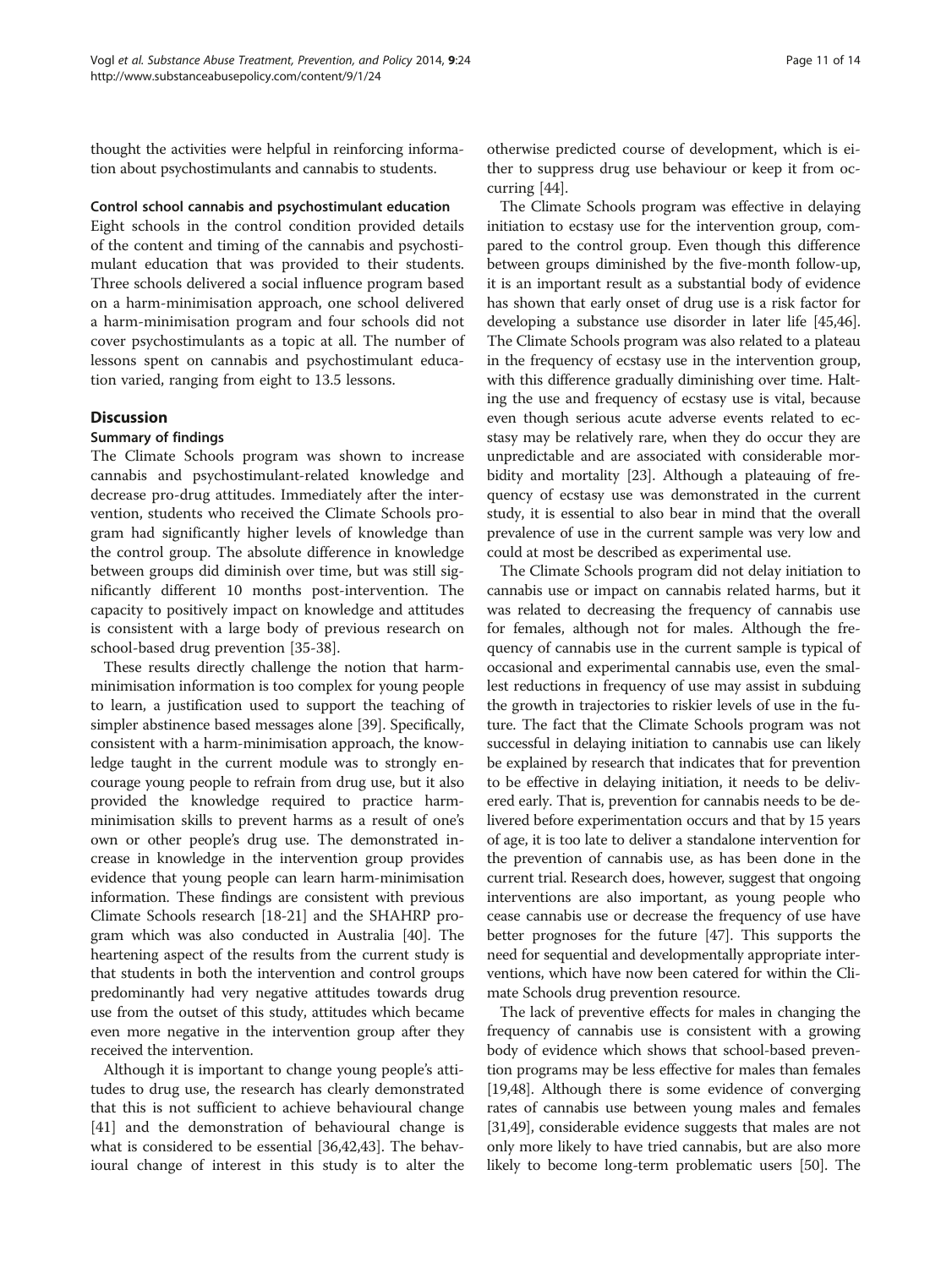thought the activities were helpful in reinforcing information about psychostimulants and cannabis to students.

#### Control school cannabis and psychostimulant education

Eight schools in the control condition provided details of the content and timing of the cannabis and psychostimulant education that was provided to their students. Three schools delivered a social influence program based on a harm-minimisation approach, one school delivered a harm-minimisation program and four schools did not cover psychostimulants as a topic at all. The number of lessons spent on cannabis and psychostimulant education varied, ranging from eight to 13.5 lessons.

## Discussion

### Summary of findings

The Climate Schools program was shown to increase cannabis and psychostimulant-related knowledge and decrease pro-drug attitudes. Immediately after the intervention, students who received the Climate Schools program had significantly higher levels of knowledge than the control group. The absolute difference in knowledge between groups did diminish over time, but was still significantly different 10 months post-intervention. The capacity to positively impact on knowledge and attitudes is consistent with a large body of previous research on school-based drug prevention [35-38].

These results directly challenge the notion that harm-minimisation information is too complex for young people to learn, a justification used to support the teaching of simpler abstinence based messages alone [39]. Specifically, consistent with a harm-minimisation approach, the knowledge taught in the current module was to strongly encourage young people to refrain from drug use, but it also provided the knowledge required to practice harm-minimisation skills to prevent harms as a result of one's own or other people's drug use. The demonstrated increase in knowledge in the intervention group provides evidence that young people can learn harm-minimisation information. These findings are consistent with previous Climate Schools research [18-21] and the SHAHRP program which was also conducted in Australia [40]. The heartening aspect of the results from the current study is that students in both the intervention and control groups predominantly had very negative attitudes towards drug use from the outset of this study, attitudes which became even more negative in the intervention group after they received the intervention.

Although it is important to change young people's attitudes to drug use, the research has clearly demonstrated that this is not sufficient to achieve behavioural change [41] and the demonstration of behavioural change is what is considered to be essential [36,42,43]. The behavioural change of interest in this study is to alter the otherwise predicted course of development, which is either to suppress drug use behaviour or keep it from occurring [44].

The Climate Schools program was effective in delaying initiation to ecstasy use for the intervention group, compared to the control group. Even though this difference between groups diminished by the five-month follow-up, it is an important result as a substantial body of evidence has shown that early onset of drug use is a risk factor for developing a substance use disorder in later life [45,46]. The Climate Schools program was also related to a plateau in the frequency of ecstasy use in the intervention group, with this difference gradually diminishing over time. Halting the use and frequency of ecstasy use is vital, because even though serious acute adverse events related to ecstasy may be relatively rare, when they do occur they are unpredictable and are associated with considerable morbidity and mortality [23]. Although a plateauing of frequency of ecstasy use was demonstrated in the current study, it is essential to also bear in mind that the overall prevalence of use in the current sample was very low and could at most be described as experimental use.

The Climate Schools program did not delay initiation to cannabis use or impact on cannabis related harms, but it was related to decreasing the frequency of cannabis use for females, although not for males. Although the frequency of cannabis use in the current sample is typical of occasional and experimental cannabis use, even the smallest reductions in frequency of use may assist in subduing the growth in trajectories to riskier levels of use in the future. The fact that the Climate Schools program was not successful in delaying initiation to cannabis use can likely be explained by research that indicates that for prevention to be effective in delaying initiation, it needs to be delivered early. That is, prevention for cannabis needs to be delivered before experimentation occurs and that by 15 years of age, it is too late to deliver a standalone intervention for the prevention of cannabis use, as has been done in the current trial. Research does, however, suggest that ongoing interventions are also important, as young people who cease cannabis use or decrease the frequency of use have better prognoses for the future [47]. This supports the need for sequential and developmentally appropriate interventions, which have now been catered for within the Climate Schools drug prevention resource.

The lack of preventive effects for males in changing the frequency of cannabis use is consistent with a growing body of evidence which shows that school-based prevention programs may be less effective for males than females [19,48]. Although there is some evidence of converging rates of cannabis use between young males and females [31,49], considerable evidence suggests that males are not only more likely to have tried cannabis, but are also more likely to become long-term problematic users [50]. The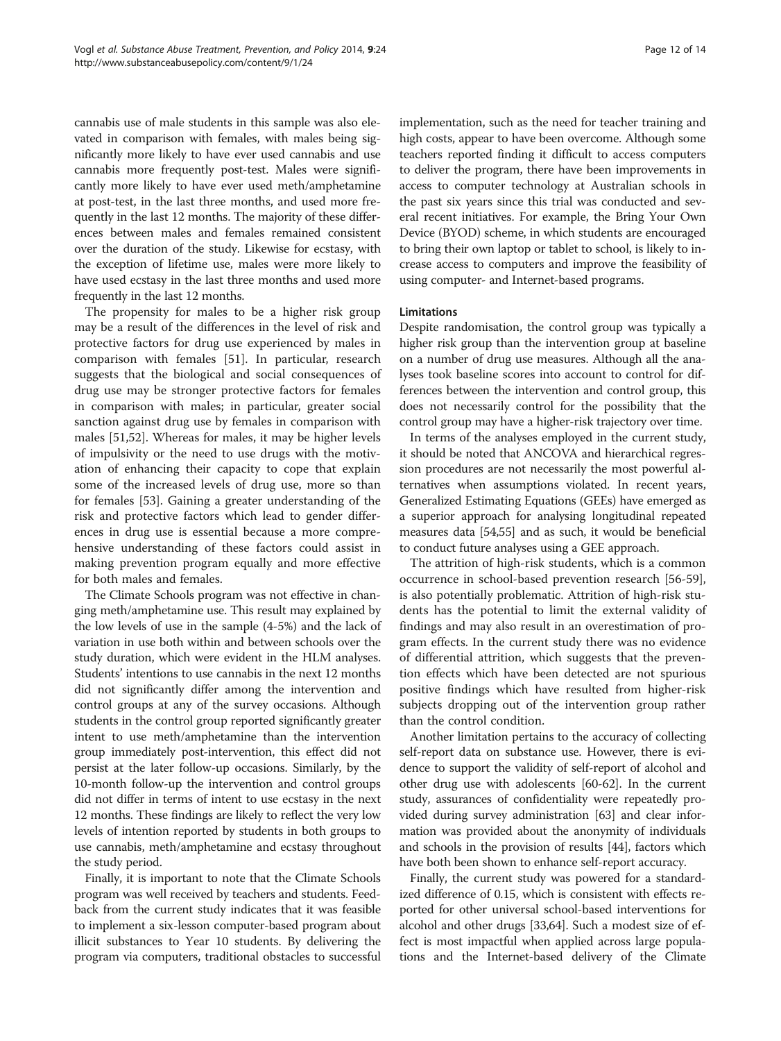cannabis use of male students in this sample was also elevated in comparison with females, with males being significantly more likely to have ever used cannabis and use cannabis more frequently post-test. Males were significantly more likely to have ever used meth/amphetamine at post-test, in the last three months, and used more frequently in the last 12 months. The majority of these differences between males and females remained consistent over the duration of the study. Likewise for ecstasy, with the exception of lifetime use, males were more likely to have used ecstasy in the last three months and used more frequently in the last 12 months.

The propensity for males to be a higher risk group may be a result of the differences in the level of risk and protective factors for drug use experienced by males in comparison with females [51]. In particular, research suggests that the biological and social consequences of drug use may be stronger protective factors for females in comparison with males; in particular, greater social sanction against drug use by females in comparison with males [51,52]. Whereas for males, it may be higher levels of impulsivity or the need to use drugs with the motivation of enhancing their capacity to cope that explain some of the increased levels of drug use, more so than for females [53]. Gaining a greater understanding of the risk and protective factors which lead to gender differences in drug use is essential because a more comprehensive understanding of these factors could assist in making prevention program equally and more effective for both males and females.

The Climate Schools program was not effective in changing meth/amphetamine use. This result may explained by the low levels of use in the sample (4-5%) and the lack of variation in use both within and between schools over the study duration, which were evident in the HLM analyses. Students' intentions to use cannabis in the next 12 months did not significantly differ among the intervention and control groups at any of the survey occasions. Although students in the control group reported significantly greater intent to use meth/amphetamine than the intervention group immediately post-intervention, this effect did not persist at the later follow-up occasions. Similarly, by the 10-month follow-up the intervention and control groups did not differ in terms of intent to use ecstasy in the next 12 months. These findings are likely to reflect the very low levels of intention reported by students in both groups to use cannabis, meth/amphetamine and ecstasy throughout the study period.

Finally, it is important to note that the Climate Schools program was well received by teachers and students. Feedback from the current study indicates that it was feasible to implement a six-lesson computer-based program about illicit substances to Year 10 students. By delivering the program via computers, traditional obstacles to successful implementation, such as the need for teacher training and high costs, appear to have been overcome. Although some teachers reported finding it difficult to access computers to deliver the program, there have been improvements in access to computer technology at Australian schools in the past six years since this trial was conducted and several recent initiatives. For example, the Bring Your Own Device (BYOD) scheme, in which students are encouraged to bring their own laptop or tablet to school, is likely to increase access to computers and improve the feasibility of using computer- and Internet-based programs.

### Limitations

Despite randomisation, the control group was typically a higher risk group than the intervention group at baseline on a number of drug use measures. Although all the analyses took baseline scores into account to control for differences between the intervention and control group, this does not necessarily control for the possibility that the control group may have a higher-risk trajectory over time.

In terms of the analyses employed in the current study, it should be noted that ANCOVA and hierarchical regression procedures are not necessarily the most powerful alternatives when assumptions violated. In recent years, Generalized Estimating Equations (GEEs) have emerged as a superior approach for analysing longitudinal repeated measures data [54,55] and as such, it would be beneficial to conduct future analyses using a GEE approach.

The attrition of high-risk students, which is a common occurrence in school-based prevention research [56-59], is also potentially problematic. Attrition of high-risk students has the potential to limit the external validity of findings and may also result in an overestimation of program effects. In the current study there was no evidence of differential attrition, which suggests that the prevention effects which have been detected are not spurious positive findings which have resulted from higher-risk subjects dropping out of the intervention group rather than the control condition.

Another limitation pertains to the accuracy of collecting self-report data on substance use. However, there is evidence to support the validity of self-report of alcohol and other drug use with adolescents [60-62]. In the current study, assurances of confidentiality were repeatedly provided during survey administration [63] and clear information was provided about the anonymity of individuals and schools in the provision of results [44], factors which have both been shown to enhance self-report accuracy.

Finally, the current study was powered for a standardized difference of 0.15, which is consistent with effects reported for other universal school-based interventions for alcohol and other drugs [33,64]. Such a modest size of effect is most impactful when applied across large populations and the Internet-based delivery of the Climate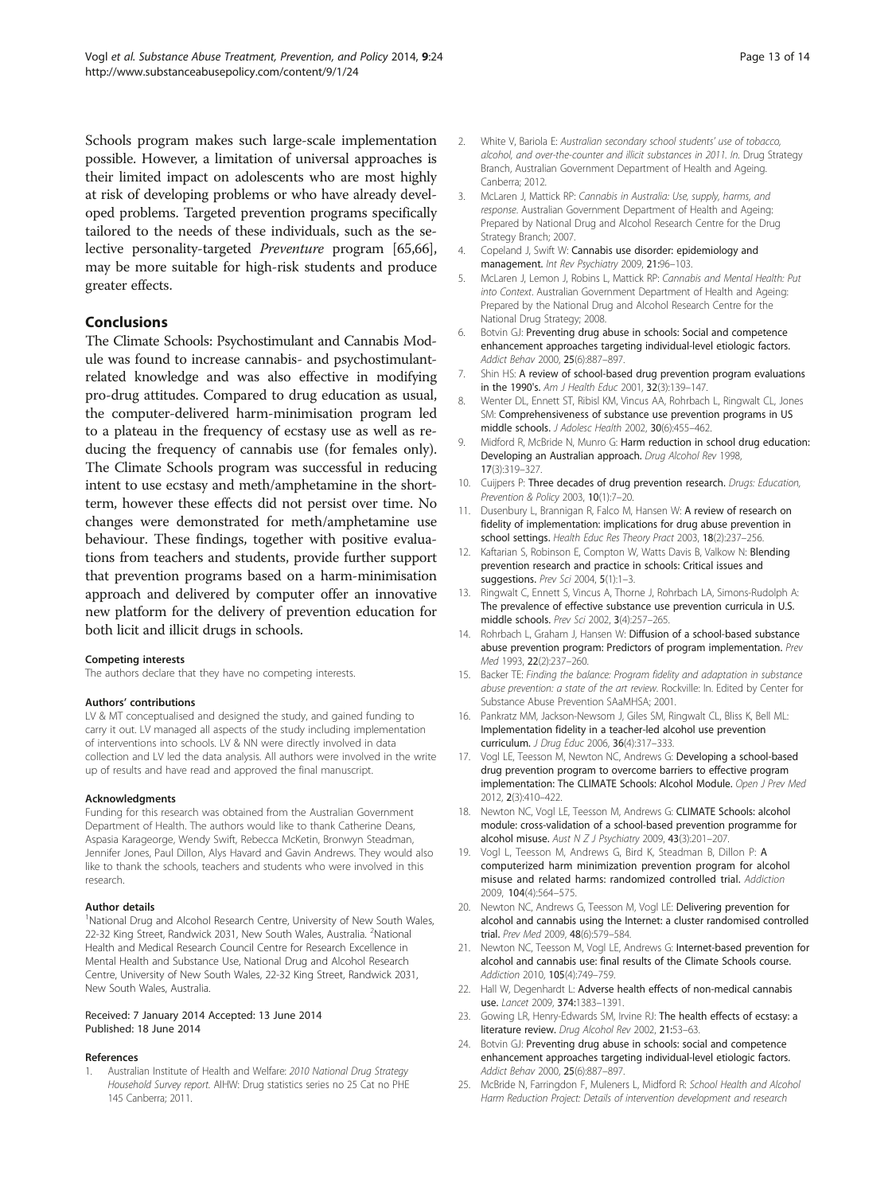Schools program makes such large-scale implementation possible. However, a limitation of universal approaches is their limited impact on adolescents who are most highly at risk of developing problems or who have already developed problems. Targeted prevention programs specifically tailored to the needs of these individuals, such as the selective personality-targeted *Preventure* program [65,66], may be more suitable for high-risk students and produce greater effects.

## Conclusions

The Climate Schools: Psychostimulant and Cannabis Module was found to increase cannabis- and psychostimulant-related knowledge and was also effective in modifying pro-drug attitudes. Compared to drug education as usual, the computer-delivered harm-minimisation program led to a plateau in the frequency of ecstasy use as well as reducing the frequency of cannabis use (for females only). The Climate Schools program was successful in reducing intent to use ecstasy and meth/amphetamine in the short-term, however these effects did not persist over time. No changes were demonstrated for meth/amphetamine use behaviour. These findings, together with positive evaluations from teachers and students, provide further support that prevention programs based on a harm-minimisation approach and delivered by computer offer an innovative new platform for the delivery of prevention education for both licit and illicit drugs in schools.

#### Competing interests

The authors declare that they have no competing interests.

#### Authors' contributions

LV & MT conceptualised and designed the study, and gained funding to carry it out. LV managed all aspects of the study including implementation of interventions into schools. LV & NN were directly involved in data collection and LV led the data analysis. All authors were involved in the write up of results and have read and approved the final manuscript.

#### Acknowledgments

Funding for this research was obtained from the Australian Government Department of Health. The authors would like to thank Catherine Deans, Aspasia Karageorge, Wendy Swift, Rebecca McKetin, Bronwyn Steadman, Jennifer Jones, Paul Dillon, Alys Havard and Gavin Andrews. They would also like to thank the schools, teachers and students who were involved in this research.

#### Author details

[1]National Drug and Alcohol Research Centre, University of New South Wales, 22-32 King Street, Randwick 2031, New South Wales, Australia. [2]National Health and Medical Research Council Centre for Research Excellence in Mental Health and Substance Use, National Drug and Alcohol Research Centre, University of New South Wales, 22-32 King Street, Randwick 2031, New South Wales, Australia.

Received: 7 January 2014 Accepted: 13 June 2014
Published: 18 June 2014

#### References

1. Australian Institute of Health and Welfare: *2010 National Drug Strategy Household Survey report*. AIHW: Drug statistics series no 25 Cat no PHE 145 Canberra; 2011.
2. White V, Bariola E: *Australian secondary school students' use of tobacco, alcohol, and over-the-counter and illicit substances in 2011. In*. Drug Strategy Branch, Australian Government Department of Health and Ageing. Canberra; 2012.
3. McLaren J, Mattick RP: *Cannabis in Australia: Use, supply, harms, and response*. Australian Government Department of Health and Ageing: Prepared by National Drug and Alcohol Research Centre for the Drug Strategy Branch; 2007.
4. Copeland J, Swift W: **Cannabis use disorder: epidemiology and management.** *Int Rev Psychiatry* 2009, **21:**96–103.
5. McLaren J, Lemon J, Robins L, Mattick RP: *Cannabis and Mental Health: Put into Context*. Australian Government Department of Health and Ageing: Prepared by the National Drug and Alcohol Research Centre for the National Drug Strategy; 2008.
6. Botvin GJ: **Preventing drug abuse in schools: Social and competence enhancement approaches targeting individual-level etiologic factors.** *Addict Behav* 2000, **25**(6):887–897.
7. Shin HS: **A review of school-based drug prevention program evaluations in the 1990's.** *Am J Health Educ* 2001, **32**(3):139–147.
8. Wenter DL, Ennett ST, Ribisl KM, Vincus AA, Rohrbach L, Ringwalt CL, Jones SM: **Comprehensiveness of substance use prevention programs in US middle schools.** *J Adolesc Health* 2002, **30**(6):455–462.
9. Midford R, McBride N, Munro G: **Harm reduction in school drug education: Developing an Australian approach.** *Drug Alcohol Rev* 1998, **17**(3):319–327.
10. Cuijpers P: **Three decades of drug prevention research.** *Drugs: Education, Prevention & Policy* 2003, **10**(1):7–20.
11. Dusenbury L, Brannigan R, Falco M, Hansen W: **A review of research on fidelity of implementation: implications for drug abuse prevention in school settings.** *Health Educ Res Theory Pract* 2003, **18**(2):237–256.
12. Kaftarian S, Robinson E, Compton W, Watts Davis B, Valkow N: **Blending prevention research and practice in schools: Critical issues and suggestions.** *Prev Sci* 2004, **5**(1):1–3.
13. Ringwalt C, Ennett S, Vincus A, Thorne J, Rohrbach LA, Simons-Rudolph A: **The prevalence of effective substance use prevention curricula in U.S. middle schools.** *Prev Sci* 2002, **3**(4):257–265.
14. Rohrbach L, Graham J, Hansen W: **Diffusion of a school-based substance abuse prevention program: Predictors of program implementation.** *Prev Med* 1993, **22**(2):237–260.
15. Backer TE: *Finding the balance: Program fidelity and adaptation in substance abuse prevention: a state of the art review*. Rockville: In. Edited by Center for Substance Abuse Prevention SAaMHSA; 2001.
16. Pankratz MM, Jackson-Newsom J, Giles SM, Ringwalt CL, Bliss K, Bell ML: **Implementation fidelity in a teacher-led alcohol use prevention curriculum.** *J Drug Educ* 2006, **36**(4):317–333.
17. Vogl LE, Teesson M, Newton NC, Andrews G: **Developing a school-based drug prevention program to overcome barriers to effective program implementation: The CLIMATE Schools: Alcohol Module.** *Open J Prev Med* 2012, **2**(3):410–422.
18. Newton NC, Vogl LE, Teesson M, Andrews G: **CLIMATE Schools: alcohol module: cross-validation of a school-based prevention programme for alcohol misuse.** *Aust N Z J Psychiatry* 2009, **43**(3):201–207.
19. Vogl L, Teesson M, Andrews G, Bird K, Steadman B, Dillon P: **A computerized harm minimization prevention program for alcohol misuse and related harms: randomized controlled trial.** *Addiction* 2009, **104**(4):564–575.
20. Newton NC, Andrews G, Teesson M, Vogl LE: **Delivering prevention for alcohol and cannabis using the Internet: a cluster randomised controlled trial.** *Prev Med* 2009, **48**(6):579–584.
21. Newton NC, Teesson M, Vogl LE, Andrews G: **Internet-based prevention for alcohol and cannabis use: final results of the Climate Schools course.** *Addiction* 2010, **105**(4):749–759.
22. Hall W, Degenhardt L: **Adverse health effects of non-medical cannabis use.** *Lancet* 2009, **374:**1383–1391.
23. Gowing LR, Henry-Edwards SM, Irvine RJ: **The health effects of ecstasy: a literature review.** *Drug Alcohol Rev* 2002, **21:**53–63.
24. Botvin GJ: **Preventing drug abuse in schools: social and competence enhancement approaches targeting individual-level etiologic factors.** *Addict Behav* 2000, **25**(6):887–897.
25. McBride N, Farringdon F, Muleners L, Midford R: *School Health and Alcohol Harm Reduction Project: Details of intervention development and research*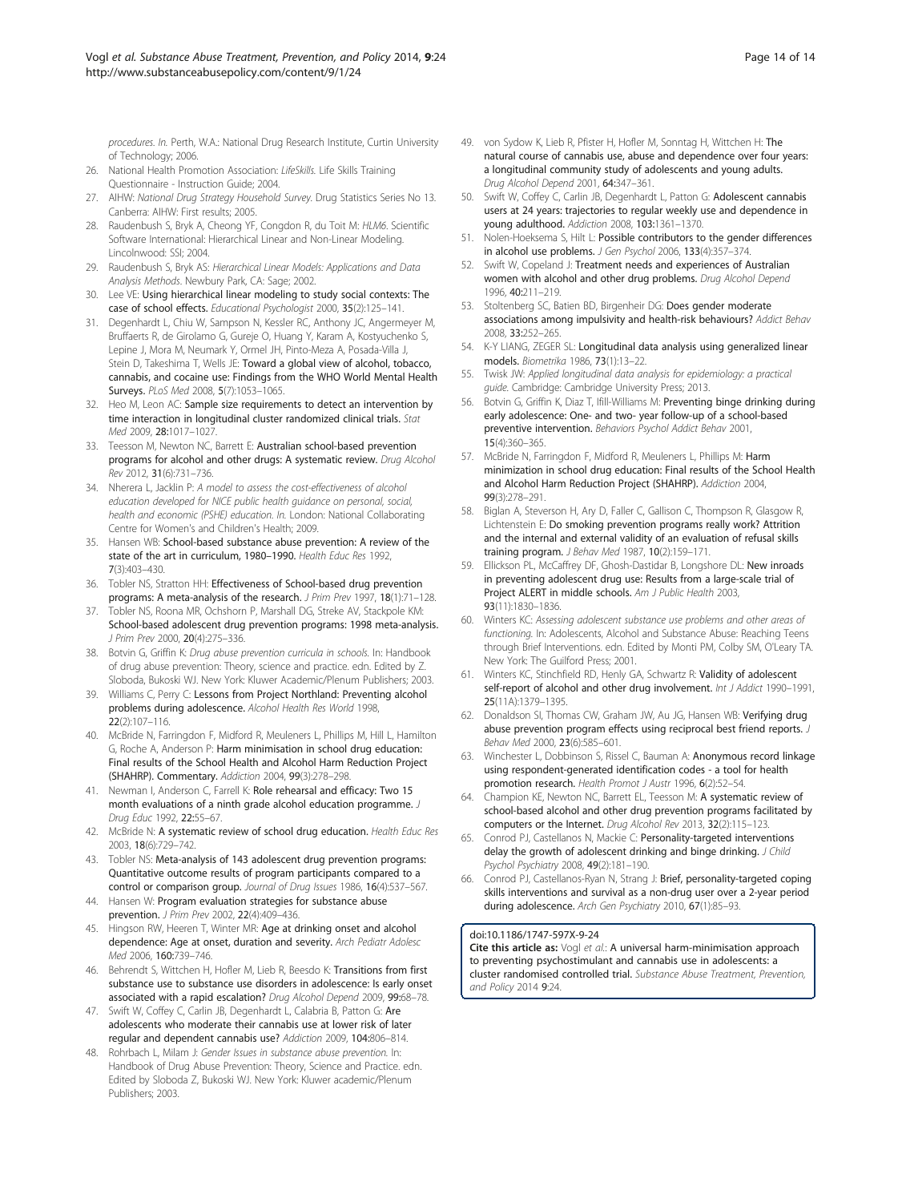procedures. In. Perth, W.A.: National Drug Research Institute, Curtin University of Technology; 2006.

26. National Health Promotion Association: *LifeSkills*. Life Skills Training Questionnaire - Instruction Guide; 2004.
27. AIHW: *National Drug Strategy Household Survey*. Drug Statistics Series No 13. Canberra: AIHW: First results; 2005.
28. Raudenbush S, Bryk A, Cheong YF, Congdon R, du Toit M: *HLM6*. Scientific Software International: Hierarchical Linear and Non-Linear Modeling. Lincolnwood: SSI; 2004.
29. Raudenbush S, Bryk AS: *Hierarchical Linear Models: Applications and Data Analysis Methods*. Newbury Park, CA: Sage; 2002.
30. Lee VE: **Using hierarchical linear modeling to study social contexts: The case of school effects.** *Educational Psychologist* 2000, **35**(2):125–141.
31. Degenhardt L, Chiu W, Sampson N, Kessler RC, Anthony JC, Angermeyer M, Bruffaerts R, de Girolamo G, Gureje O, Huang Y, Karam A, Kostyuchenko S, Lepine J, Mora M, Neumark Y, Ormel JH, Pinto-Meza A, Posada-Villa J, Stein D, Takeshima T, Wells JE: **Toward a global view of alcohol, tobacco, cannabis, and cocaine use: Findings from the WHO World Mental Health Surveys.** *PLoS Med* 2008, **5**(7):1053–1065.
32. Heo M, Leon AC: **Sample size requirements to detect an intervention by time interaction in longitudinal cluster randomized clinical trials.** *Stat Med* 2009, **28**:1017–1027.
33. Teesson M, Newton NC, Barrett E: **Australian school-based prevention programs for alcohol and other drugs: A systematic review.** *Drug Alcohol Rev* 2012, **31**(6):731–736.
34. Nherera L, Jacklin P: *A model to assess the cost-effectiveness of alcohol education developed for NICE public health guidance on personal, social, health and economic (PSHE) education. In.* London: National Collaborating Centre for Women's and Children's Health; 2009.
35. Hansen WB: **School-based substance abuse prevention: A review of the state of the art in curriculum, 1980–1990.** *Health Educ Res* 1992, **7**(3):403–430.
36. Tobler NS, Stratton HH: **Effectiveness of School-based drug prevention programs: A meta-analysis of the research.** *J Prim Prev* 1997, **18**(1):71–128.
37. Tobler NS, Roona MR, Ochshorn P, Marshall DG, Streke AV, Stackpole KM: **School-based adolescent drug prevention programs: 1998 meta-analysis.** *J Prim Prev* 2000, **20**(4):275–336.
38. Botvin G, Griffin K: *Drug abuse prevention curricula in schools*. In: Handbook of drug abuse prevention: Theory, science and practice. edn. Edited by Z. Sloboda, Bukoski WJ. New York: Kluwer Academic/Plenum Publishers; 2003.
39. Williams C, Perry C: **Lessons from Project Northland: Preventing alcohol problems during adolescence.** *Alcohol Health Res World* 1998, **22**(2):107–116.
40. McBride N, Farringdon F, Midford R, Meuleners L, Phillips M, Hill L, Hamilton G, Roche A, Anderson P: **Harm minimisation in school drug education: Final results of the School Health and Alcohol Harm Reduction Project (SHAHRP). Commentary.** *Addiction* 2004, **99**(3):278–298.
41. Newman I, Anderson C, Farrell K: **Role rehearsal and efficacy: Two 15 month evaluations of a ninth grade alcohol education programme.** *J Drug Educ* 1992, **22:**55–67.
42. McBride N: **A systematic review of school drug education.** *Health Educ Res* 2003, **18**(6):729–742.
43. Tobler NS: **Meta-analysis of 143 adolescent drug prevention programs: Quantitative outcome results of program participants compared to a control or comparison group.** *Journal of Drug Issues* 1986, **16**(4):537–567.
44. Hansen W: **Program evaluation strategies for substance abuse prevention.** *J Prim Prev* 2002, **22**(4):409–436.
45. Hingson RW, Heeren T, Winter MR: **Age at drinking onset and alcohol dependence: Age at onset, duration and severity.** *Arch Pediatr Adolesc Med* 2006, **160:**739–746.
46. Behrendt S, Wittchen H, Hofler M, Lieb R, Beesdo K: **Transitions from first substance use to substance use disorders in adolescence: Is early onset associated with a rapid escalation?** *Drug Alcohol Depend* 2009, **99:**68–78.
47. Swift W, Coffey C, Carlin JB, Degenhardt L, Calabria B, Patton G: **Are adolescents who moderate their cannabis use at lower risk of later regular and dependent cannabis use?** *Addiction* 2009, **104:**806–814.
48. Rohrbach L, Milam J: *Gender Issues in substance abuse prevention*. In: Handbook of Drug Abuse Prevention: Theory, Science and Practice. edn. Edited by Sloboda Z, Bukoski WJ. New York: Kluwer academic/Plenum Publishers; 2003.
49. von Sydow K, Lieb R, Pfister H, Hofler M, Sonntag H, Wittchen H: **The natural course of cannabis use, abuse and dependence over four years: a longitudinal community study of adolescents and young adults.** *Drug Alcohol Depend* 2001, **64:**347–361.
50. Swift W, Coffey C, Carlin JB, Degenhardt L, Patton G: **Adolescent cannabis users at 24 years: trajectories to regular weekly use and dependence in young adulthood.** *Addiction* 2008, **103:**1361–1370.
51. Nolen-Hoeksema S, Hilt L: **Possible contributors to the gender differences in alcohol use problems.** *J Gen Psychol* 2006, **133**(4):357–374.
52. Swift W, Copeland J: **Treatment needs and experiences of Australian women with alcohol and other drug problems.** *Drug Alcohol Depend* 1996, **40:**211–219.
53. Stoltenberg SC, Batien BD, Birgenheir DG: **Does gender moderate associations among impulsivity and health-risk behaviours?** *Addict Behav* 2008, **33:**252–265.
54. K-Y LIANG, ZEGER SL: **Longitudinal data analysis using generalized linear models.** *Biometrika* 1986, **73**(1):13–22.
55. Twisk JW: *Applied longitudinal data analysis for epidemiology: a practical guide*. Cambridge: Cambridge University Press; 2013.
56. Botvin G, Griffin K, Diaz T, Ifill-Williams M: **Preventing binge drinking during early adolescence: One- and two- year follow-up of a school-based preventive intervention.** *Behaviors Psychol Addict Behav* 2001, **15**(4):360–365.
57. McBride N, Farringdon F, Midford R, Meuleners L, Phillips M: **Harm minimization in school drug education: Final results of the School Health and Alcohol Harm Reduction Project (SHAHRP).** *Addiction* 2004, **99**(3):278–291.
58. Biglan A, Steverson H, Ary D, Faller C, Gallison C, Thompson R, Glasgow R, Lichtenstein E: **Do smoking prevention programs really work? Attrition and the internal and external validity of an evaluation of refusal skills training program.** *J Behav Med* 1987, **10**(2):159–171.
59. Ellickson PL, McCaffrey DF, Ghosh-Dastidar B, Longshore DL: **New inroads in preventing adolescent drug use: Results from a large-scale trial of Project ALERT in middle schools.** *Am J Public Health* 2003, **93**(11):1830–1836.
60. Winters KC: *Assessing adolescent substance use problems and other areas of functioning*. In: Adolescents, Alcohol and Substance Abuse: Reaching Teens through Brief Interventions. edn. Edited by Monti PM, Colby SM, O'Leary TA. New York: The Guilford Press; 2001.
61. Winters KC, Stinchfield RD, Henly GA, Schwartz R: **Validity of adolescent self-report of alcohol and other drug involvement.** *Int J Addict* 1990–1991, **25**(11A):1379–1395.
62. Donaldson SI, Thomas CW, Graham JW, Au JG, Hansen WB: **Verifying drug abuse prevention program effects using reciprocal best friend reports.** *J Behav Med* 2000, **23**(6):585–601.
63. Winchester L, Dobbinson S, Rissel C, Bauman A: **Anonymous record linkage using respondent-generated identification codes - a tool for health promotion research.** *Health Promot J Austr* 1996, **6**(2):52–54.
64. Champion KE, Newton NC, Barrett EL, Teesson M: **A systematic review of school-based alcohol and other drug prevention programs facilitated by computers or the Internet.** *Drug Alcohol Rev* 2013, **32**(2):115–123.
65. Conrod PJ, Castellanos N, Mackie C: **Personality-targeted interventions delay the growth of adolescent drinking and binge drinking.** *J Child Psychol Psychiatry* 2008, **49**(2):181–190.
66. Conrod PJ, Castellanos-Ryan N, Strang J: **Brief, personality-targeted coping skills interventions and survival as a non-drug user over a 2-year period during adolescence.** *Arch Gen Psychiatry* 2010, **67**(1):85–93.

doi:10.1186/1747-597X-9-24

**Cite this article as:** Vogl *et al.*: A universal harm-minimisation approach to preventing psychostimulant and cannabis use in adolescents: a cluster randomised controlled trial. *Substance Abuse Treatment, Prevention, and Policy* 2014 **9**:24.